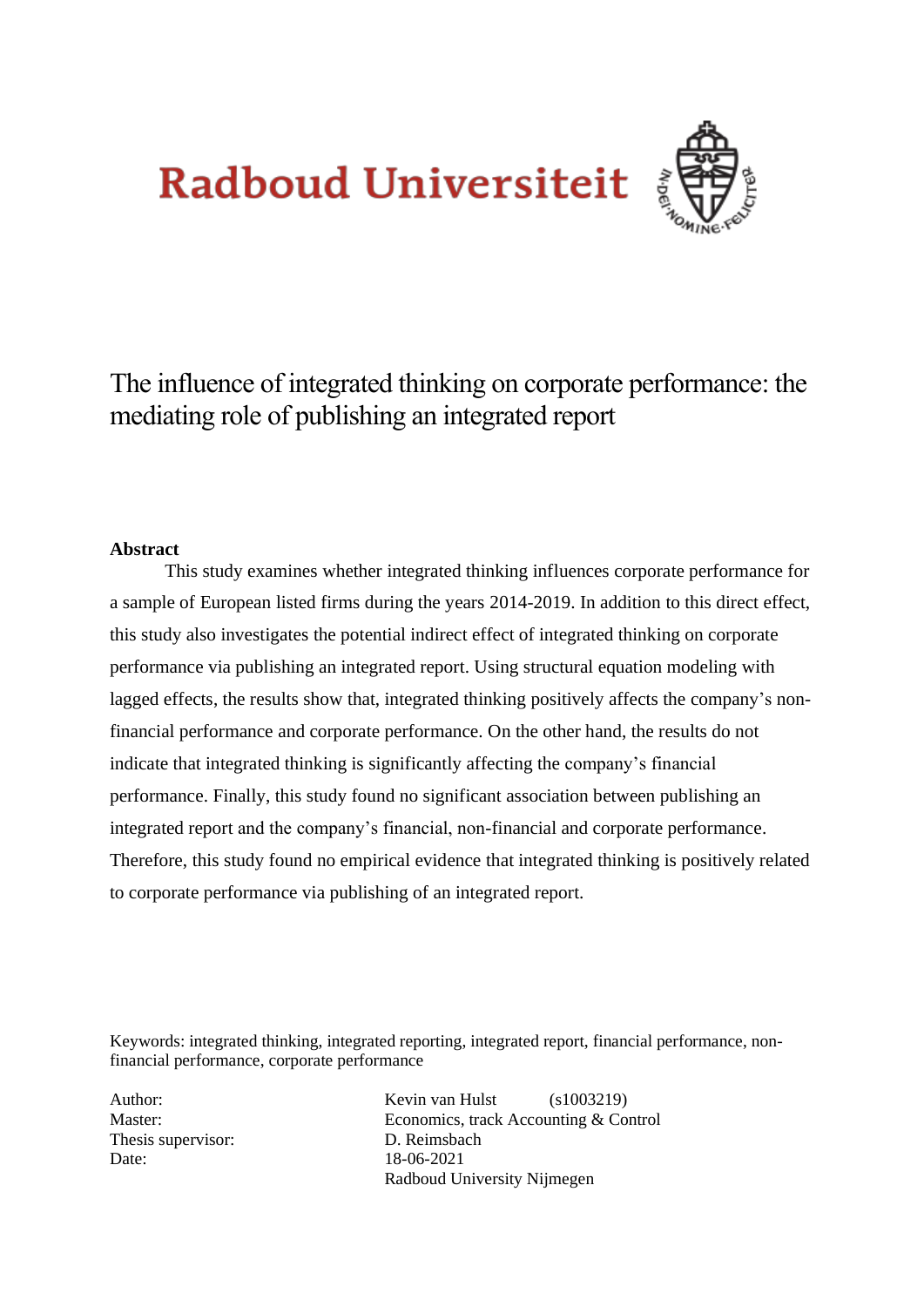Radboud Universiteit

# The influence of integrated thinking on corporate performance: the mediating role of publishing an integrated report

**Abstract**

This study examines whether integrated thinking influences corporate performance for a sample of European listed firms during the years 2014-2019. In addition to this direct effect, this study also investigates the potential indirect effect of integrated thinking on corporate performance via publishing an integrated report. Using structural equation modeling with lagged effects, the results show that, integrated thinking positively affects the company's non-financial performance and corporate performance. On the other hand, the results do not indicate that integrated thinking is significantly affecting the company's financial performance. Finally, this study found no significant association between publishing an integrated report and the company's financial, non-financial and corporate performance. Therefore, this study found no empirical evidence that integrated thinking is positively related to corporate performance via publishing of an integrated report.

Keywords: integrated thinking, integrated reporting, integrated report, financial performance, non-financial performance, corporate performance

| | |
|---|---|
| Author: | Kevin van Hulst (s1003219) |
| Master: | Economics, track Accounting & Control |
| Thesis supervisor: | D. Reimsbach |
| Date: | 18-06-2021 |
| | Radboud University Nijmegen |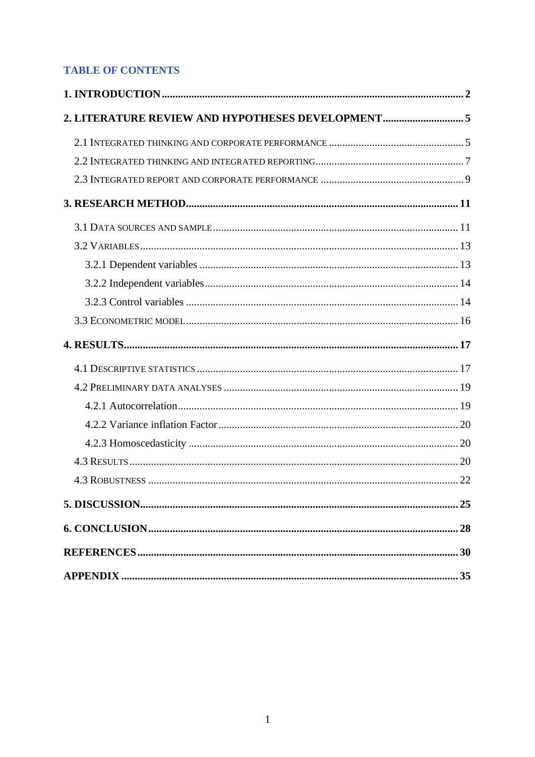## TABLE OF CONTENTS

**1. INTRODUCTION** .......... **2**

**2. LITERATURE REVIEW AND HYPOTHESES DEVELOPMENT** .......... **5**

- 2.1 Integrated thinking and corporate performance .......... 5
- 2.2 Integrated thinking and integrated reporting .......... 7
- 2.3 Integrated report and corporate performance .......... 9

**3. RESEARCH METHOD** .......... **11**

- 3.1 Data sources and sample .......... 11
- 3.2 Variables .......... 13
  - 3.2.1 Dependent variables .......... 13
  - 3.2.2 Independent variables .......... 14
  - 3.2.3 Control variables .......... 14
- 3.3 Econometric model .......... 16

**4. RESULTS** .......... **17**

- 4.1 Descriptive statistics .......... 17
- 4.2 Preliminary data analyses .......... 19
  - 4.2.1 Autocorrelation .......... 19
  - 4.2.2 Variance inflation Factor .......... 20
  - 4.2.3 Homoscedasticity .......... 20
- 4.3 Results .......... 20
- 4.3 Robustness .......... 22

**5. DISCUSSION** .......... **25**

**6. CONCLUSION** .......... **28**

**REFERENCES** .......... **30**

**APPENDIX** .......... **35**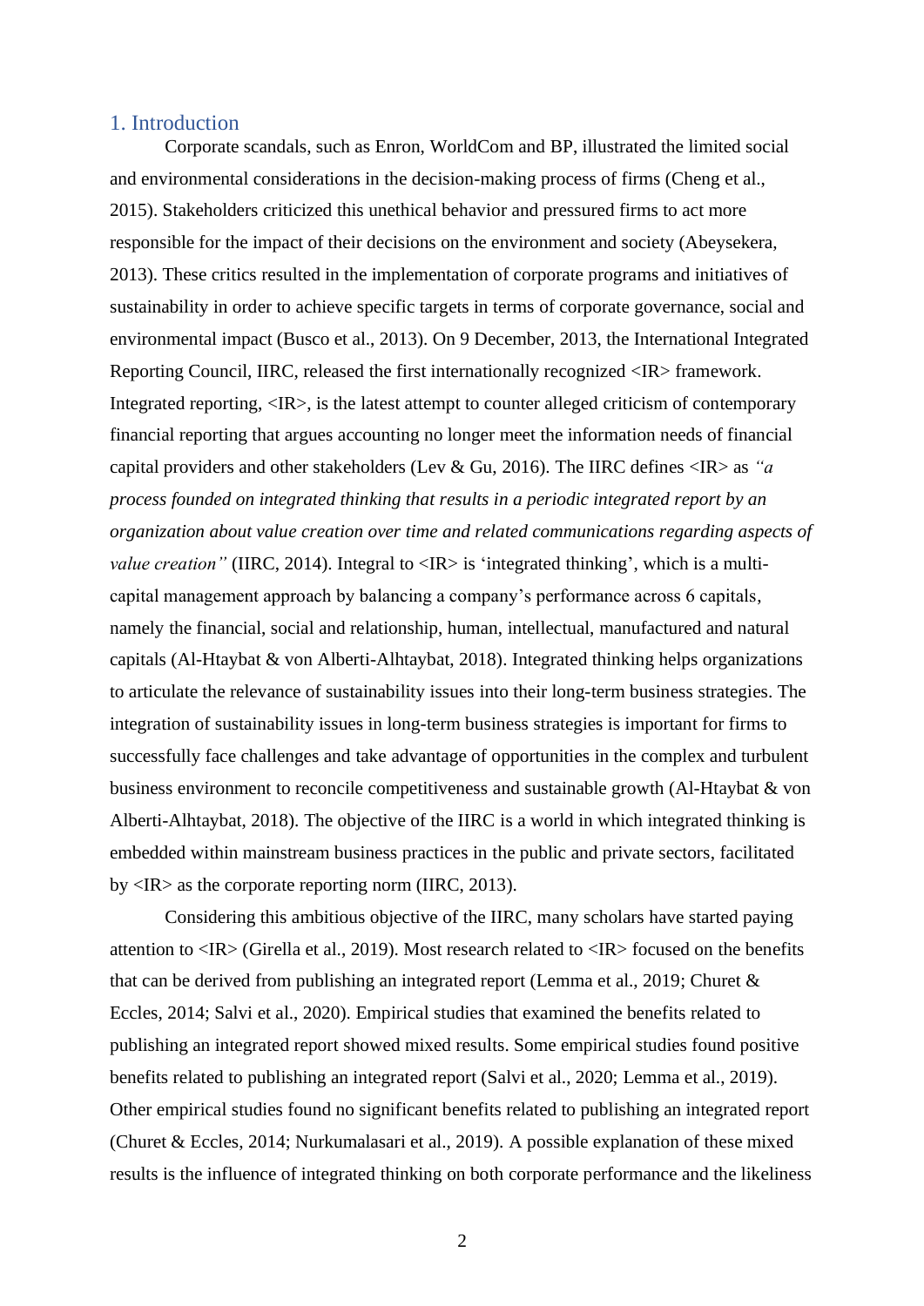## 1. Introduction

Corporate scandals, such as Enron, WorldCom and BP, illustrated the limited social and environmental considerations in the decision-making process of firms (Cheng et al., 2015). Stakeholders criticized this unethical behavior and pressured firms to act more responsible for the impact of their decisions on the environment and society (Abeysekera, 2013). These critics resulted in the implementation of corporate programs and initiatives of sustainability in order to achieve specific targets in terms of corporate governance, social and environmental impact (Busco et al., 2013). On 9 December, 2013, the International Integrated Reporting Council, IIRC, released the first internationally recognized <IR> framework. Integrated reporting, <IR>, is the latest attempt to counter alleged criticism of contemporary financial reporting that argues accounting no longer meet the information needs of financial capital providers and other stakeholders (Lev & Gu, 2016). The IIRC defines <IR> as *"a process founded on integrated thinking that results in a periodic integrated report by an organization about value creation over time and related communications regarding aspects of value creation"* (IIRC, 2014). Integral to <IR> is 'integrated thinking', which is a multi-capital management approach by balancing a company's performance across 6 capitals, namely the financial, social and relationship, human, intellectual, manufactured and natural capitals (Al-Htaybat & von Alberti-Alhtaybat, 2018). Integrated thinking helps organizations to articulate the relevance of sustainability issues into their long-term business strategies. The integration of sustainability issues in long-term business strategies is important for firms to successfully face challenges and take advantage of opportunities in the complex and turbulent business environment to reconcile competitiveness and sustainable growth (Al-Htaybat & von Alberti-Alhtaybat, 2018). The objective of the IIRC is a world in which integrated thinking is embedded within mainstream business practices in the public and private sectors, facilitated by <IR> as the corporate reporting norm (IIRC, 2013).

Considering this ambitious objective of the IIRC, many scholars have started paying attention to <IR> (Girella et al., 2019). Most research related to <IR> focused on the benefits that can be derived from publishing an integrated report (Lemma et al., 2019; Churet & Eccles, 2014; Salvi et al., 2020). Empirical studies that examined the benefits related to publishing an integrated report showed mixed results. Some empirical studies found positive benefits related to publishing an integrated report (Salvi et al., 2020; Lemma et al., 2019). Other empirical studies found no significant benefits related to publishing an integrated report (Churet & Eccles, 2014; Nurkumalasari et al., 2019). A possible explanation of these mixed results is the influence of integrated thinking on both corporate performance and the likeliness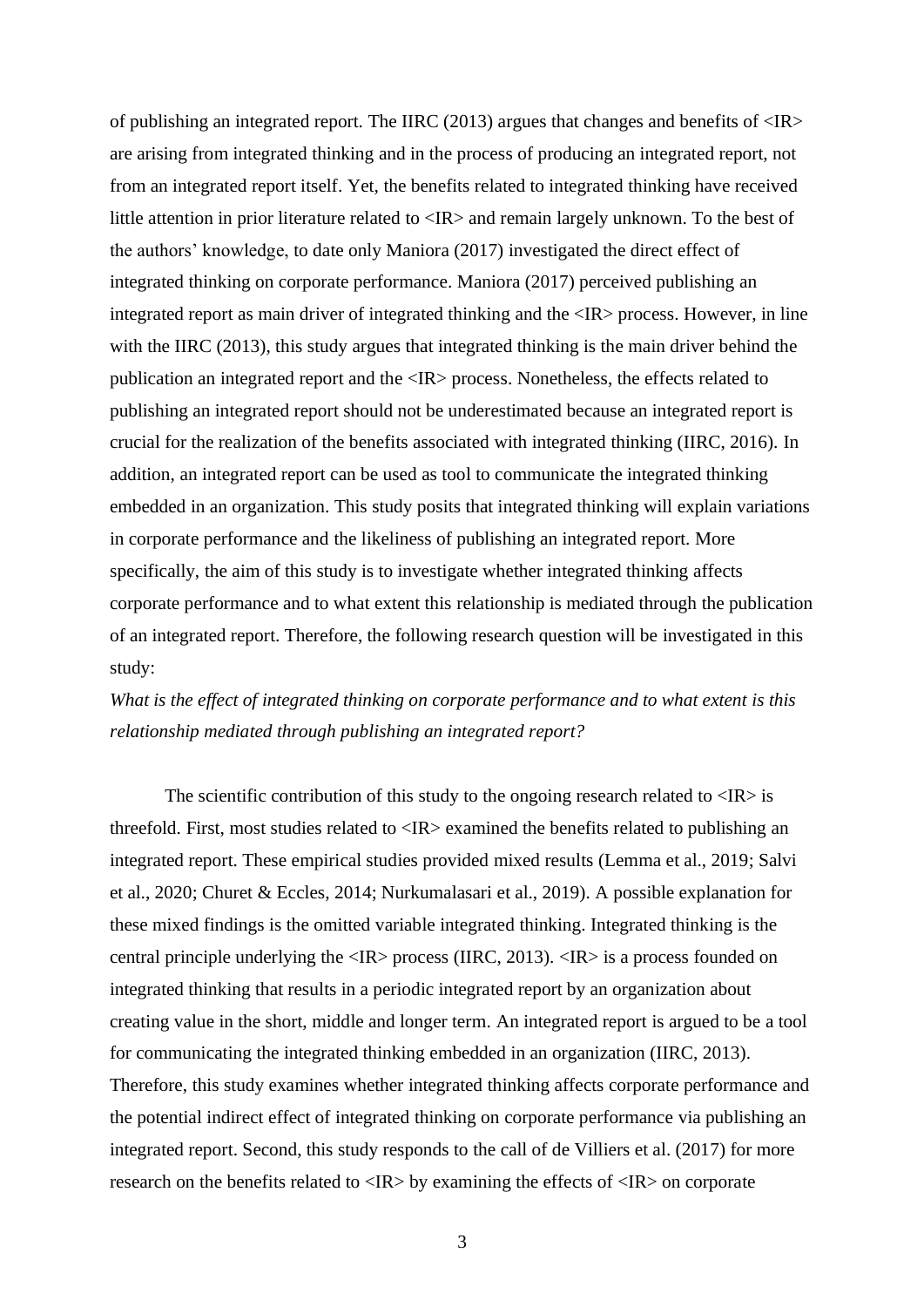of publishing an integrated report. The IIRC (2013) argues that changes and benefits of <IR> are arising from integrated thinking and in the process of producing an integrated report, not from an integrated report itself. Yet, the benefits related to integrated thinking have received little attention in prior literature related to <IR> and remain largely unknown. To the best of the authors' knowledge, to date only Maniora (2017) investigated the direct effect of integrated thinking on corporate performance. Maniora (2017) perceived publishing an integrated report as main driver of integrated thinking and the <IR> process. However, in line with the IIRC (2013), this study argues that integrated thinking is the main driver behind the publication an integrated report and the <IR> process. Nonetheless, the effects related to publishing an integrated report should not be underestimated because an integrated report is crucial for the realization of the benefits associated with integrated thinking (IIRC, 2016). In addition, an integrated report can be used as tool to communicate the integrated thinking embedded in an organization. This study posits that integrated thinking will explain variations in corporate performance and the likeliness of publishing an integrated report. More specifically, the aim of this study is to investigate whether integrated thinking affects corporate performance and to what extent this relationship is mediated through the publication of an integrated report. Therefore, the following research question will be investigated in this study:

*What is the effect of integrated thinking on corporate performance and to what extent is this relationship mediated through publishing an integrated report?*

The scientific contribution of this study to the ongoing research related to <IR> is threefold. First, most studies related to <IR> examined the benefits related to publishing an integrated report. These empirical studies provided mixed results (Lemma et al., 2019; Salvi et al., 2020; Churet & Eccles, 2014; Nurkumalasari et al., 2019). A possible explanation for these mixed findings is the omitted variable integrated thinking. Integrated thinking is the central principle underlying the <IR> process (IIRC, 2013). <IR> is a process founded on integrated thinking that results in a periodic integrated report by an organization about creating value in the short, middle and longer term. An integrated report is argued to be a tool for communicating the integrated thinking embedded in an organization (IIRC, 2013). Therefore, this study examines whether integrated thinking affects corporate performance and the potential indirect effect of integrated thinking on corporate performance via publishing an integrated report. Second, this study responds to the call of de Villiers et al. (2017) for more research on the benefits related to <IR> by examining the effects of <IR> on corporate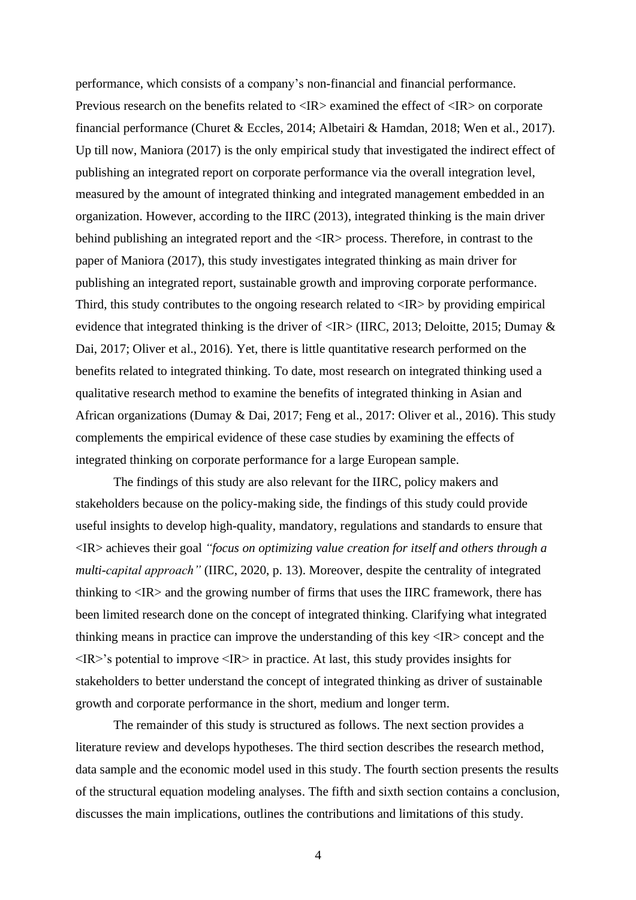performance, which consists of a company's non-financial and financial performance. Previous research on the benefits related to <IR> examined the effect of <IR> on corporate financial performance (Churet & Eccles, 2014; Albetairi & Hamdan, 2018; Wen et al., 2017). Up till now, Maniora (2017) is the only empirical study that investigated the indirect effect of publishing an integrated report on corporate performance via the overall integration level, measured by the amount of integrated thinking and integrated management embedded in an organization. However, according to the IIRC (2013), integrated thinking is the main driver behind publishing an integrated report and the <IR> process. Therefore, in contrast to the paper of Maniora (2017), this study investigates integrated thinking as main driver for publishing an integrated report, sustainable growth and improving corporate performance. Third, this study contributes to the ongoing research related to <IR> by providing empirical evidence that integrated thinking is the driver of <IR> (IIRC, 2013; Deloitte, 2015; Dumay & Dai, 2017; Oliver et al., 2016). Yet, there is little quantitative research performed on the benefits related to integrated thinking. To date, most research on integrated thinking used a qualitative research method to examine the benefits of integrated thinking in Asian and African organizations (Dumay & Dai, 2017; Feng et al., 2017: Oliver et al., 2016). This study complements the empirical evidence of these case studies by examining the effects of integrated thinking on corporate performance for a large European sample.

The findings of this study are also relevant for the IIRC, policy makers and stakeholders because on the policy-making side, the findings of this study could provide useful insights to develop high-quality, mandatory, regulations and standards to ensure that <IR> achieves their goal *"focus on optimizing value creation for itself and others through a multi-capital approach"* (IIRC, 2020, p. 13). Moreover, despite the centrality of integrated thinking to <IR> and the growing number of firms that uses the IIRC framework, there has been limited research done on the concept of integrated thinking. Clarifying what integrated thinking means in practice can improve the understanding of this key <IR> concept and the <IR>'s potential to improve <IR> in practice. At last, this study provides insights for stakeholders to better understand the concept of integrated thinking as driver of sustainable growth and corporate performance in the short, medium and longer term.

The remainder of this study is structured as follows. The next section provides a literature review and develops hypotheses. The third section describes the research method, data sample and the economic model used in this study. The fourth section presents the results of the structural equation modeling analyses. The fifth and sixth section contains a conclusion, discusses the main implications, outlines the contributions and limitations of this study.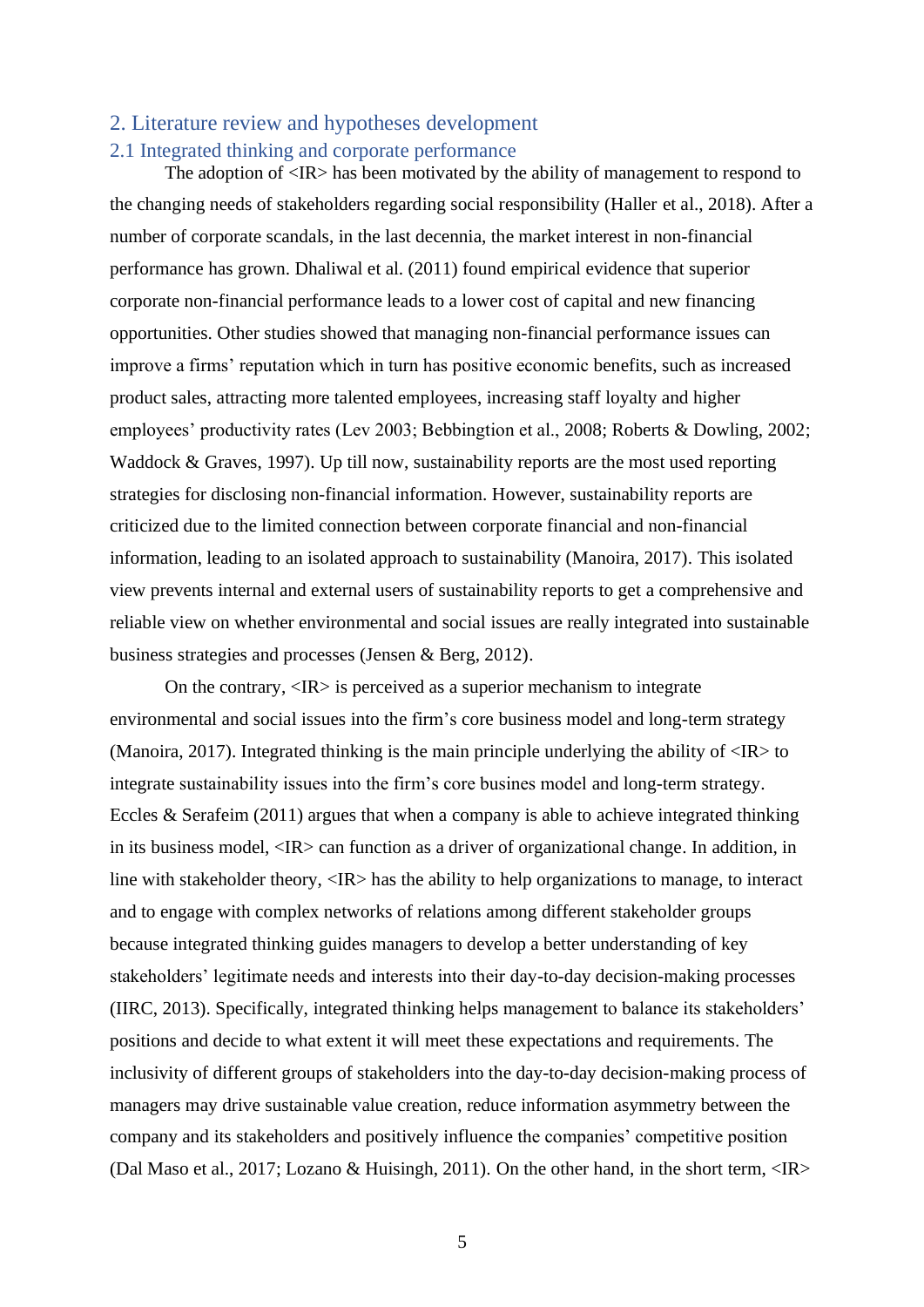## 2. Literature review and hypotheses development

### 2.1 Integrated thinking and corporate performance

The adoption of <IR> has been motivated by the ability of management to respond to the changing needs of stakeholders regarding social responsibility (Haller et al., 2018). After a number of corporate scandals, in the last decennia, the market interest in non-financial performance has grown. Dhaliwal et al. (2011) found empirical evidence that superior corporate non-financial performance leads to a lower cost of capital and new financing opportunities. Other studies showed that managing non-financial performance issues can improve a firms' reputation which in turn has positive economic benefits, such as increased product sales, attracting more talented employees, increasing staff loyalty and higher employees' productivity rates (Lev 2003; Bebbington et al., 2008; Roberts & Dowling, 2002; Waddock & Graves, 1997). Up till now, sustainability reports are the most used reporting strategies for disclosing non-financial information. However, sustainability reports are criticized due to the limited connection between corporate financial and non-financial information, leading to an isolated approach to sustainability (Manoira, 2017). This isolated view prevents internal and external users of sustainability reports to get a comprehensive and reliable view on whether environmental and social issues are really integrated into sustainable business strategies and processes (Jensen & Berg, 2012).

On the contrary, <IR> is perceived as a superior mechanism to integrate environmental and social issues into the firm's core business model and long-term strategy (Manoira, 2017). Integrated thinking is the main principle underlying the ability of <IR> to integrate sustainability issues into the firm's core busines model and long-term strategy. Eccles & Serafeim (2011) argues that when a company is able to achieve integrated thinking in its business model, <IR> can function as a driver of organizational change. In addition, in line with stakeholder theory, <IR> has the ability to help organizations to manage, to interact and to engage with complex networks of relations among different stakeholder groups because integrated thinking guides managers to develop a better understanding of key stakeholders' legitimate needs and interests into their day-to-day decision-making processes (IIRC, 2013). Specifically, integrated thinking helps management to balance its stakeholders' positions and decide to what extent it will meet these expectations and requirements. The inclusivity of different groups of stakeholders into the day-to-day decision-making process of managers may drive sustainable value creation, reduce information asymmetry between the company and its stakeholders and positively influence the companies' competitive position (Dal Maso et al., 2017; Lozano & Huisingh, 2011). On the other hand, in the short term, <IR>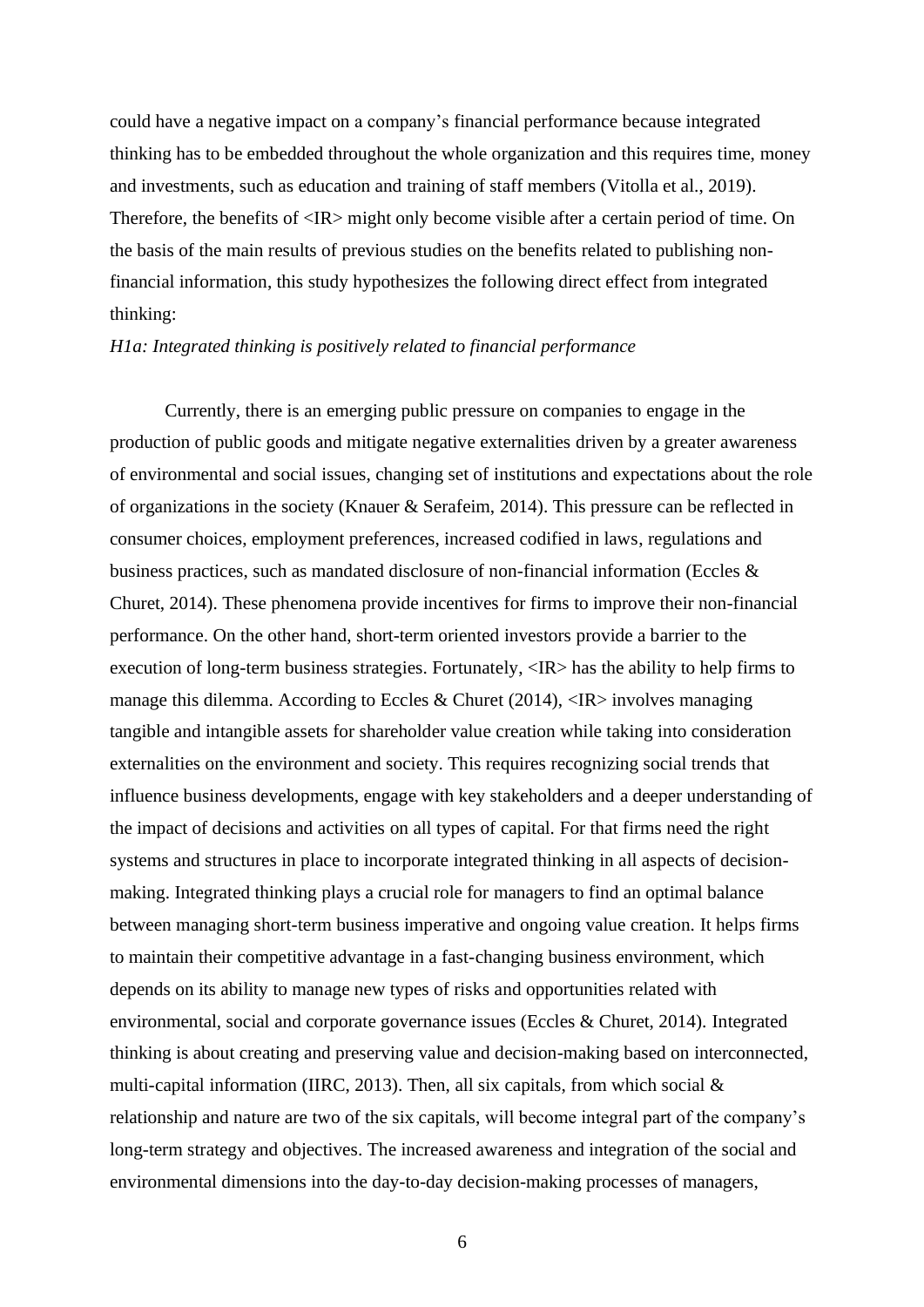could have a negative impact on a company's financial performance because integrated thinking has to be embedded throughout the whole organization and this requires time, money and investments, such as education and training of staff members (Vitolla et al., 2019). Therefore, the benefits of <IR> might only become visible after a certain period of time. On the basis of the main results of previous studies on the benefits related to publishing non-financial information, this study hypothesizes the following direct effect from integrated thinking:

*H1a: Integrated thinking is positively related to financial performance*

Currently, there is an emerging public pressure on companies to engage in the production of public goods and mitigate negative externalities driven by a greater awareness of environmental and social issues, changing set of institutions and expectations about the role of organizations in the society (Knauer & Serafeim, 2014). This pressure can be reflected in consumer choices, employment preferences, increased codified in laws, regulations and business practices, such as mandated disclosure of non-financial information (Eccles & Churet, 2014). These phenomena provide incentives for firms to improve their non-financial performance. On the other hand, short-term oriented investors provide a barrier to the execution of long-term business strategies. Fortunately, <IR> has the ability to help firms to manage this dilemma. According to Eccles & Churet (2014), <IR> involves managing tangible and intangible assets for shareholder value creation while taking into consideration externalities on the environment and society. This requires recognizing social trends that influence business developments, engage with key stakeholders and a deeper understanding of the impact of decisions and activities on all types of capital. For that firms need the right systems and structures in place to incorporate integrated thinking in all aspects of decision-making. Integrated thinking plays a crucial role for managers to find an optimal balance between managing short-term business imperative and ongoing value creation. It helps firms to maintain their competitive advantage in a fast-changing business environment, which depends on its ability to manage new types of risks and opportunities related with environmental, social and corporate governance issues (Eccles & Churet, 2014). Integrated thinking is about creating and preserving value and decision-making based on interconnected, multi-capital information (IIRC, 2013). Then, all six capitals, from which social & relationship and nature are two of the six capitals, will become integral part of the company's long-term strategy and objectives. The increased awareness and integration of the social and environmental dimensions into the day-to-day decision-making processes of managers,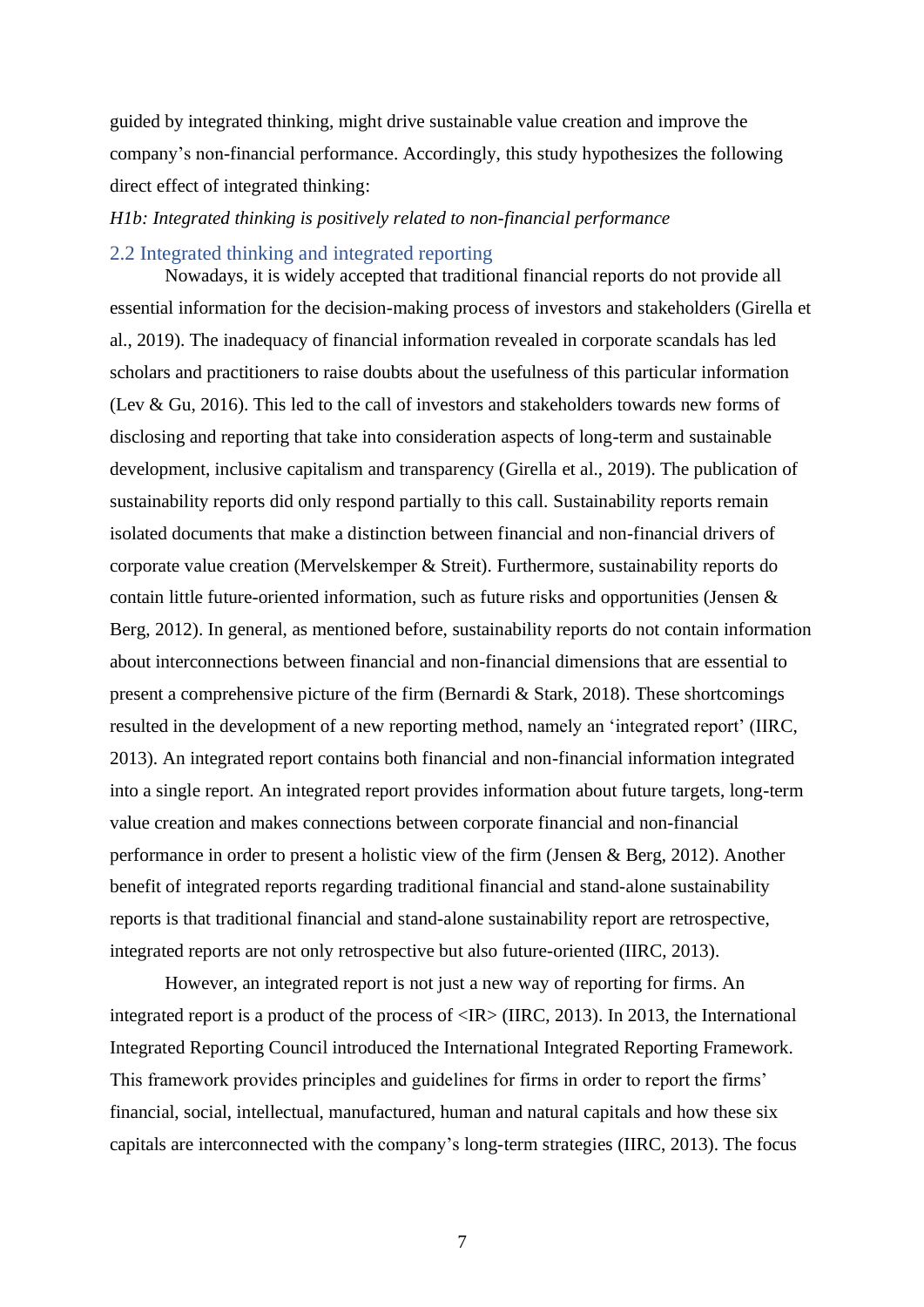guided by integrated thinking, might drive sustainable value creation and improve the company's non-financial performance. Accordingly, this study hypothesizes the following direct effect of integrated thinking:

*H1b: Integrated thinking is positively related to non-financial performance*

## 2.2 Integrated thinking and integrated reporting

Nowadays, it is widely accepted that traditional financial reports do not provide all essential information for the decision-making process of investors and stakeholders (Girella et al., 2019). The inadequacy of financial information revealed in corporate scandals has led scholars and practitioners to raise doubts about the usefulness of this particular information (Lev & Gu, 2016). This led to the call of investors and stakeholders towards new forms of disclosing and reporting that take into consideration aspects of long-term and sustainable development, inclusive capitalism and transparency (Girella et al., 2019). The publication of sustainability reports did only respond partially to this call. Sustainability reports remain isolated documents that make a distinction between financial and non-financial drivers of corporate value creation (Mervelskemper & Streit). Furthermore, sustainability reports do contain little future-oriented information, such as future risks and opportunities (Jensen & Berg, 2012). In general, as mentioned before, sustainability reports do not contain information about interconnections between financial and non-financial dimensions that are essential to present a comprehensive picture of the firm (Bernardi & Stark, 2018). These shortcomings resulted in the development of a new reporting method, namely an 'integrated report' (IIRC, 2013). An integrated report contains both financial and non-financial information integrated into a single report. An integrated report provides information about future targets, long-term value creation and makes connections between corporate financial and non-financial performance in order to present a holistic view of the firm (Jensen & Berg, 2012). Another benefit of integrated reports regarding traditional financial and stand-alone sustainability reports is that traditional financial and stand-alone sustainability report are retrospective, integrated reports are not only retrospective but also future-oriented (IIRC, 2013).

However, an integrated report is not just a new way of reporting for firms. An integrated report is a product of the process of <IR> (IIRC, 2013). In 2013, the International Integrated Reporting Council introduced the International Integrated Reporting Framework. This framework provides principles and guidelines for firms in order to report the firms' financial, social, intellectual, manufactured, human and natural capitals and how these six capitals are interconnected with the company's long-term strategies (IIRC, 2013). The focus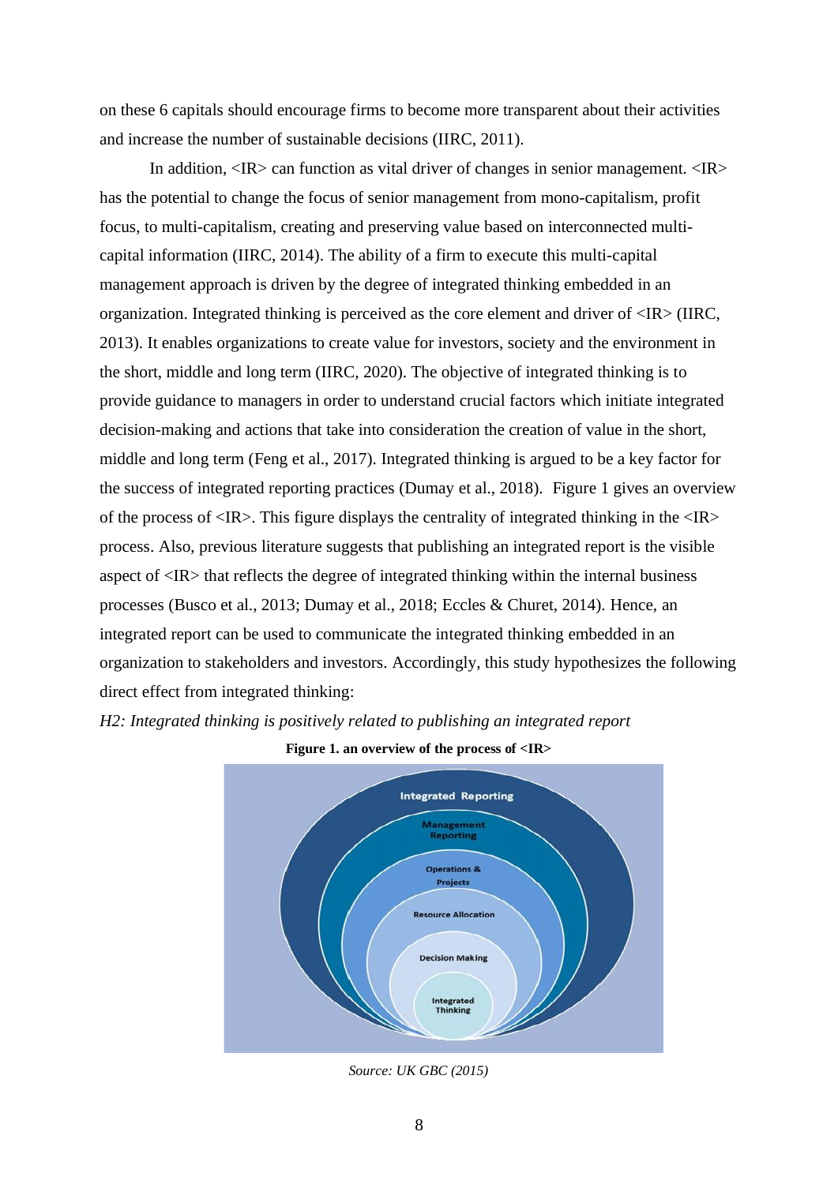on these 6 capitals should encourage firms to become more transparent about their activities and increase the number of sustainable decisions (IIRC, 2011).

In addition, <IR> can function as vital driver of changes in senior management. <IR> has the potential to change the focus of senior management from mono-capitalism, profit focus, to multi-capitalism, creating and preserving value based on interconnected multi-capital information (IIRC, 2014). The ability of a firm to execute this multi-capital management approach is driven by the degree of integrated thinking embedded in an organization. Integrated thinking is perceived as the core element and driver of <IR> (IIRC, 2013). It enables organizations to create value for investors, society and the environment in the short, middle and long term (IIRC, 2020). The objective of integrated thinking is to provide guidance to managers in order to understand crucial factors which initiate integrated decision-making and actions that take into consideration the creation of value in the short, middle and long term (Feng et al., 2017). Integrated thinking is argued to be a key factor for the success of integrated reporting practices (Dumay et al., 2018). Figure 1 gives an overview of the process of <IR>. This figure displays the centrality of integrated thinking in the <IR> process. Also, previous literature suggests that publishing an integrated report is the visible aspect of <IR> that reflects the degree of integrated thinking within the internal business processes (Busco et al., 2013; Dumay et al., 2018; Eccles & Churet, 2014). Hence, an integrated report can be used to communicate the integrated thinking embedded in an organization to stakeholders and investors. Accordingly, this study hypothesizes the following direct effect from integrated thinking:

*H2: Integrated thinking is positively related to publishing an integrated report*

**Figure 1. an overview of the process of <IR>**

Integrated Reporting

Management Reporting

Operations & Projects

Resource Allocation

Decision Making

Integrated Thinking

*Source: UK GBC (2015)*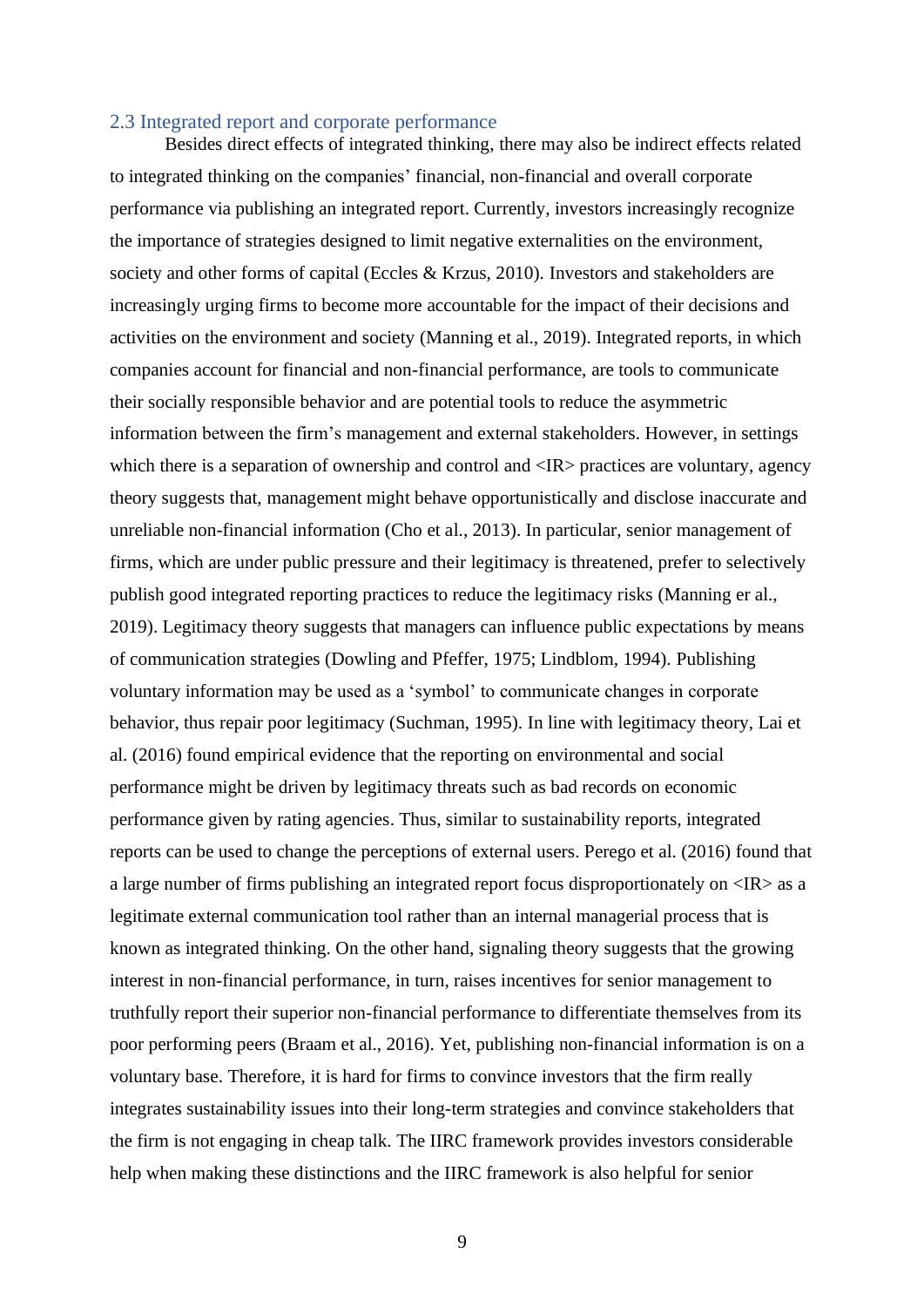### 2.3 Integrated report and corporate performance

Besides direct effects of integrated thinking, there may also be indirect effects related to integrated thinking on the companies' financial, non-financial and overall corporate performance via publishing an integrated report. Currently, investors increasingly recognize the importance of strategies designed to limit negative externalities on the environment, society and other forms of capital (Eccles & Krzus, 2010). Investors and stakeholders are increasingly urging firms to become more accountable for the impact of their decisions and activities on the environment and society (Manning et al., 2019). Integrated reports, in which companies account for financial and non-financial performance, are tools to communicate their socially responsible behavior and are potential tools to reduce the asymmetric information between the firm's management and external stakeholders. However, in settings which there is a separation of ownership and control and <IR> practices are voluntary, agency theory suggests that, management might behave opportunistically and disclose inaccurate and unreliable non-financial information (Cho et al., 2013). In particular, senior management of firms, which are under public pressure and their legitimacy is threatened, prefer to selectively publish good integrated reporting practices to reduce the legitimacy risks (Manning er al., 2019). Legitimacy theory suggests that managers can influence public expectations by means of communication strategies (Dowling and Pfeffer, 1975; Lindblom, 1994). Publishing voluntary information may be used as a 'symbol' to communicate changes in corporate behavior, thus repair poor legitimacy (Suchman, 1995). In line with legitimacy theory, Lai et al. (2016) found empirical evidence that the reporting on environmental and social performance might be driven by legitimacy threats such as bad records on economic performance given by rating agencies. Thus, similar to sustainability reports, integrated reports can be used to change the perceptions of external users. Perego et al. (2016) found that a large number of firms publishing an integrated report focus disproportionately on <IR> as a legitimate external communication tool rather than an internal managerial process that is known as integrated thinking. On the other hand, signaling theory suggests that the growing interest in non-financial performance, in turn, raises incentives for senior management to truthfully report their superior non-financial performance to differentiate themselves from its poor performing peers (Braam et al., 2016). Yet, publishing non-financial information is on a voluntary base. Therefore, it is hard for firms to convince investors that the firm really integrates sustainability issues into their long-term strategies and convince stakeholders that the firm is not engaging in cheap talk. The IIRC framework provides investors considerable help when making these distinctions and the IIRC framework is also helpful for senior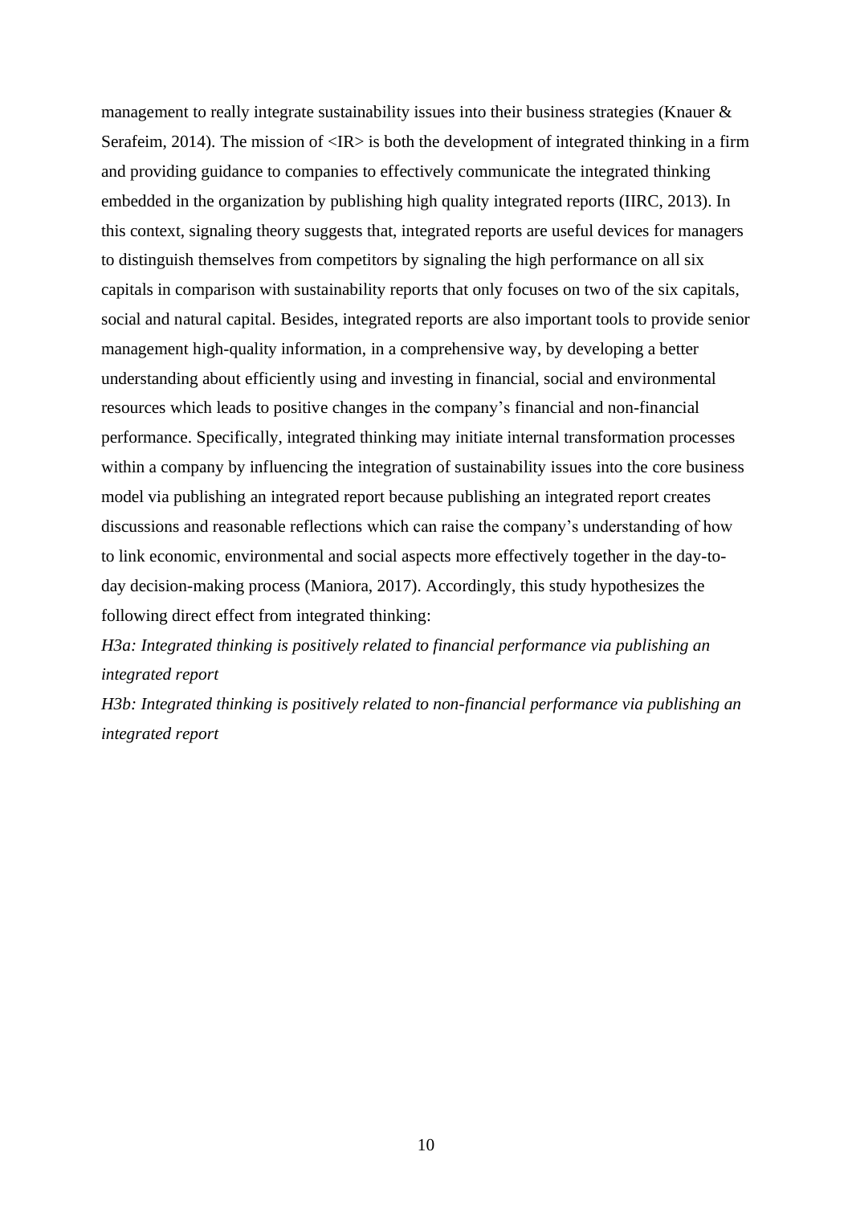management to really integrate sustainability issues into their business strategies (Knauer & Serafeim, 2014). The mission of <IR> is both the development of integrated thinking in a firm and providing guidance to companies to effectively communicate the integrated thinking embedded in the organization by publishing high quality integrated reports (IIRC, 2013). In this context, signaling theory suggests that, integrated reports are useful devices for managers to distinguish themselves from competitors by signaling the high performance on all six capitals in comparison with sustainability reports that only focuses on two of the six capitals, social and natural capital. Besides, integrated reports are also important tools to provide senior management high-quality information, in a comprehensive way, by developing a better understanding about efficiently using and investing in financial, social and environmental resources which leads to positive changes in the company's financial and non-financial performance. Specifically, integrated thinking may initiate internal transformation processes within a company by influencing the integration of sustainability issues into the core business model via publishing an integrated report because publishing an integrated report creates discussions and reasonable reflections which can raise the company's understanding of how to link economic, environmental and social aspects more effectively together in the day-to-day decision-making process (Maniora, 2017). Accordingly, this study hypothesizes the following direct effect from integrated thinking:

*H3a: Integrated thinking is positively related to financial performance via publishing an integrated report*

*H3b: Integrated thinking is positively related to non-financial performance via publishing an integrated report*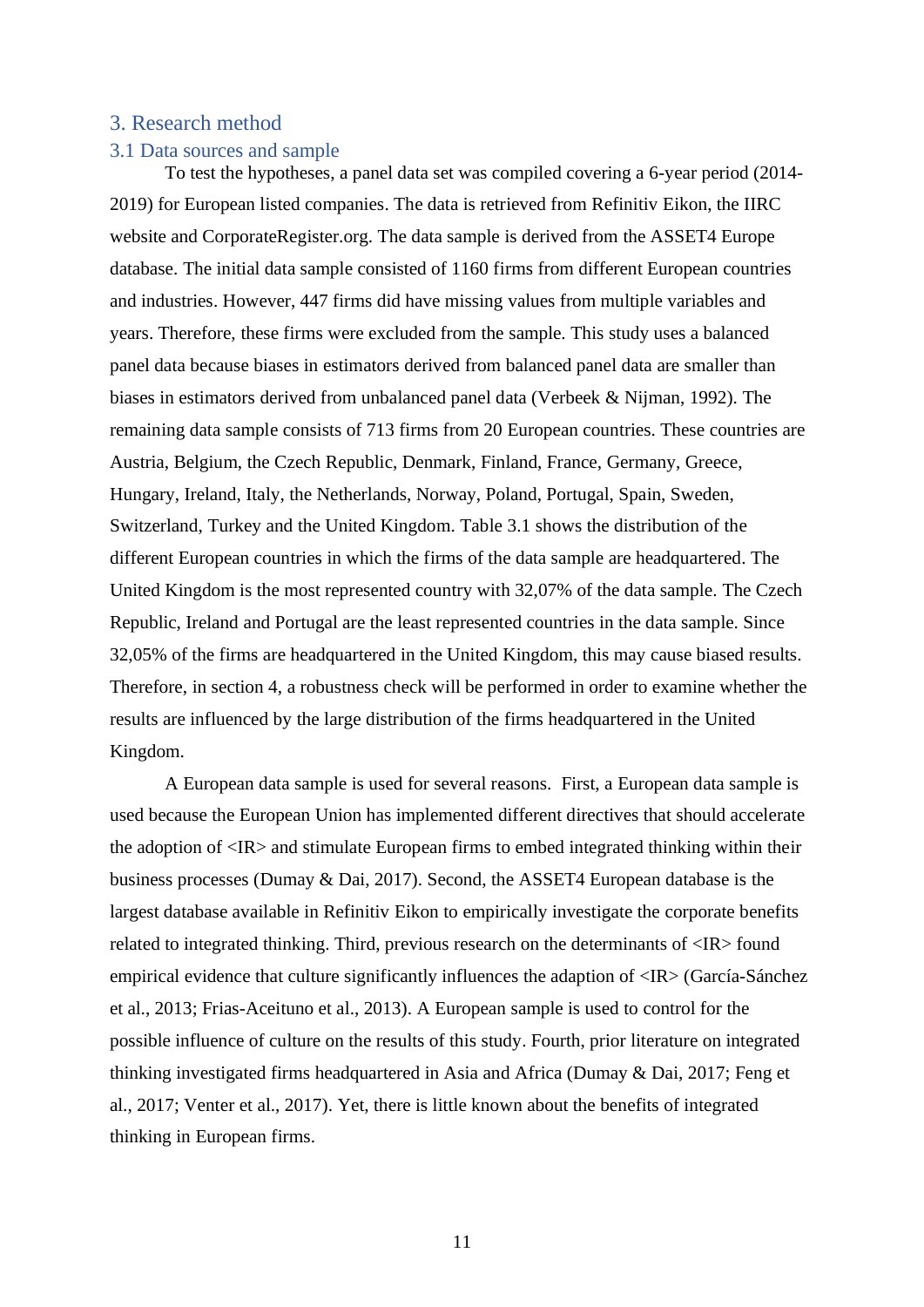## 3. Research method

### 3.1 Data sources and sample

To test the hypotheses, a panel data set was compiled covering a 6-year period (2014-2019) for European listed companies. The data is retrieved from Refinitiv Eikon, the IIRC website and CorporateRegister.org. The data sample is derived from the ASSET4 Europe database. The initial data sample consisted of 1160 firms from different European countries and industries. However, 447 firms did have missing values from multiple variables and years. Therefore, these firms were excluded from the sample. This study uses a balanced panel data because biases in estimators derived from balanced panel data are smaller than biases in estimators derived from unbalanced panel data (Verbeek & Nijman, 1992). The remaining data sample consists of 713 firms from 20 European countries. These countries are Austria, Belgium, the Czech Republic, Denmark, Finland, France, Germany, Greece, Hungary, Ireland, Italy, the Netherlands, Norway, Poland, Portugal, Spain, Sweden, Switzerland, Turkey and the United Kingdom. Table 3.1 shows the distribution of the different European countries in which the firms of the data sample are headquartered. The United Kingdom is the most represented country with 32,07% of the data sample. The Czech Republic, Ireland and Portugal are the least represented countries in the data sample. Since 32,05% of the firms are headquartered in the United Kingdom, this may cause biased results. Therefore, in section 4, a robustness check will be performed in order to examine whether the results are influenced by the large distribution of the firms headquartered in the United Kingdom.

A European data sample is used for several reasons. First, a European data sample is used because the European Union has implemented different directives that should accelerate the adoption of <IR> and stimulate European firms to embed integrated thinking within their business processes (Dumay & Dai, 2017). Second, the ASSET4 European database is the largest database available in Refinitiv Eikon to empirically investigate the corporate benefits related to integrated thinking. Third, previous research on the determinants of <IR> found empirical evidence that culture significantly influences the adaption of <IR> (García-Sánchez et al., 2013; Frias-Aceituno et al., 2013). A European sample is used to control for the possible influence of culture on the results of this study. Fourth, prior literature on integrated thinking investigated firms headquartered in Asia and Africa (Dumay & Dai, 2017; Feng et al., 2017; Venter et al., 2017). Yet, there is little known about the benefits of integrated thinking in European firms.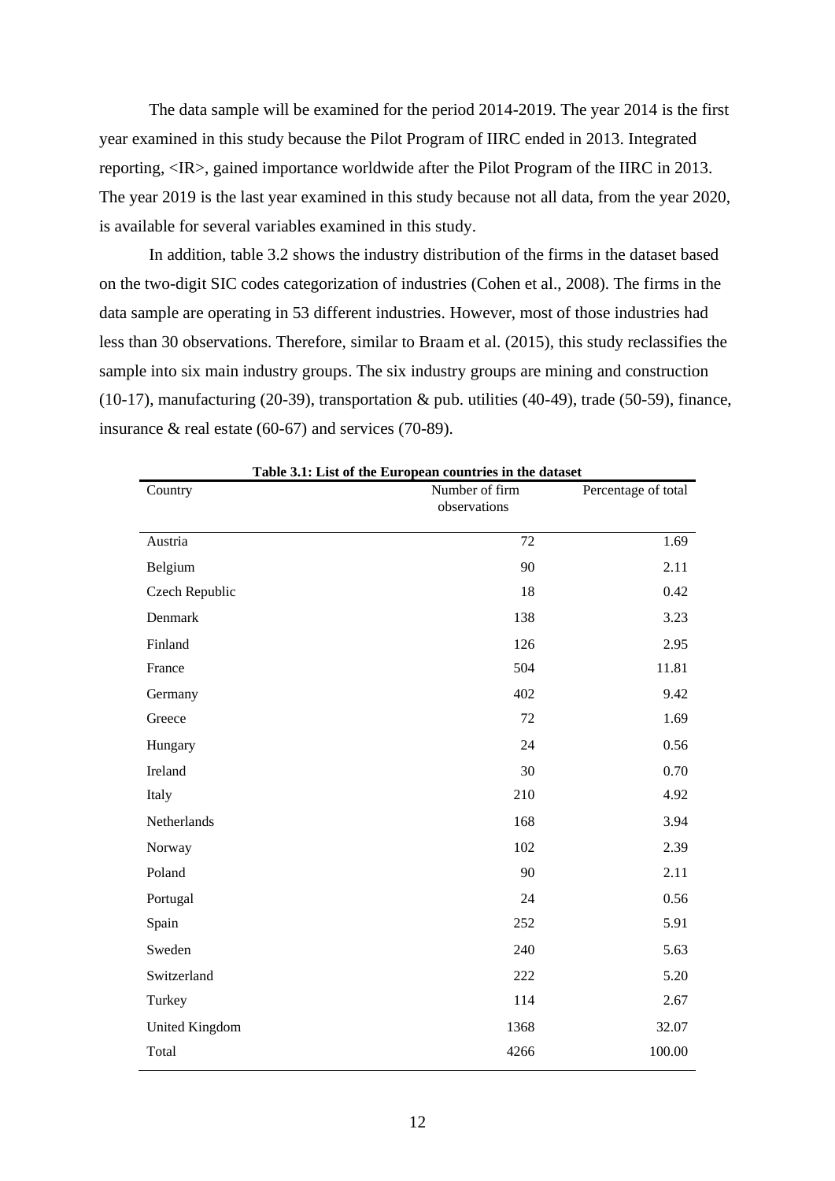The data sample will be examined for the period 2014-2019. The year 2014 is the first year examined in this study because the Pilot Program of IIRC ended in 2013. Integrated reporting, <IR>, gained importance worldwide after the Pilot Program of the IIRC in 2013. The year 2019 is the last year examined in this study because not all data, from the year 2020, is available for several variables examined in this study.

In addition, table 3.2 shows the industry distribution of the firms in the dataset based on the two-digit SIC codes categorization of industries (Cohen et al., 2008). The firms in the data sample are operating in 53 different industries. However, most of those industries had less than 30 observations. Therefore, similar to Braam et al. (2015), this study reclassifies the sample into six main industry groups. The six industry groups are mining and construction (10-17), manufacturing (20-39), transportation & pub. utilities (40-49), trade (50-59), finance, insurance & real estate (60-67) and services (70-89).

**Table 3.1: List of the European countries in the dataset**

| Country | Number of firm observations | Percentage of total |
|---|---|---|
| Austria | 72 | 1.69 |
| Belgium | 90 | 2.11 |
| Czech Republic | 18 | 0.42 |
| Denmark | 138 | 3.23 |
| Finland | 126 | 2.95 |
| France | 504 | 11.81 |
| Germany | 402 | 9.42 |
| Greece | 72 | 1.69 |
| Hungary | 24 | 0.56 |
| Ireland | 30 | 0.70 |
| Italy | 210 | 4.92 |
| Netherlands | 168 | 3.94 |
| Norway | 102 | 2.39 |
| Poland | 90 | 2.11 |
| Portugal | 24 | 0.56 |
| Spain | 252 | 5.91 |
| Sweden | 240 | 5.63 |
| Switzerland | 222 | 5.20 |
| Turkey | 114 | 2.67 |
| United Kingdom | 1368 | 32.07 |
| Total | 4266 | 100.00 |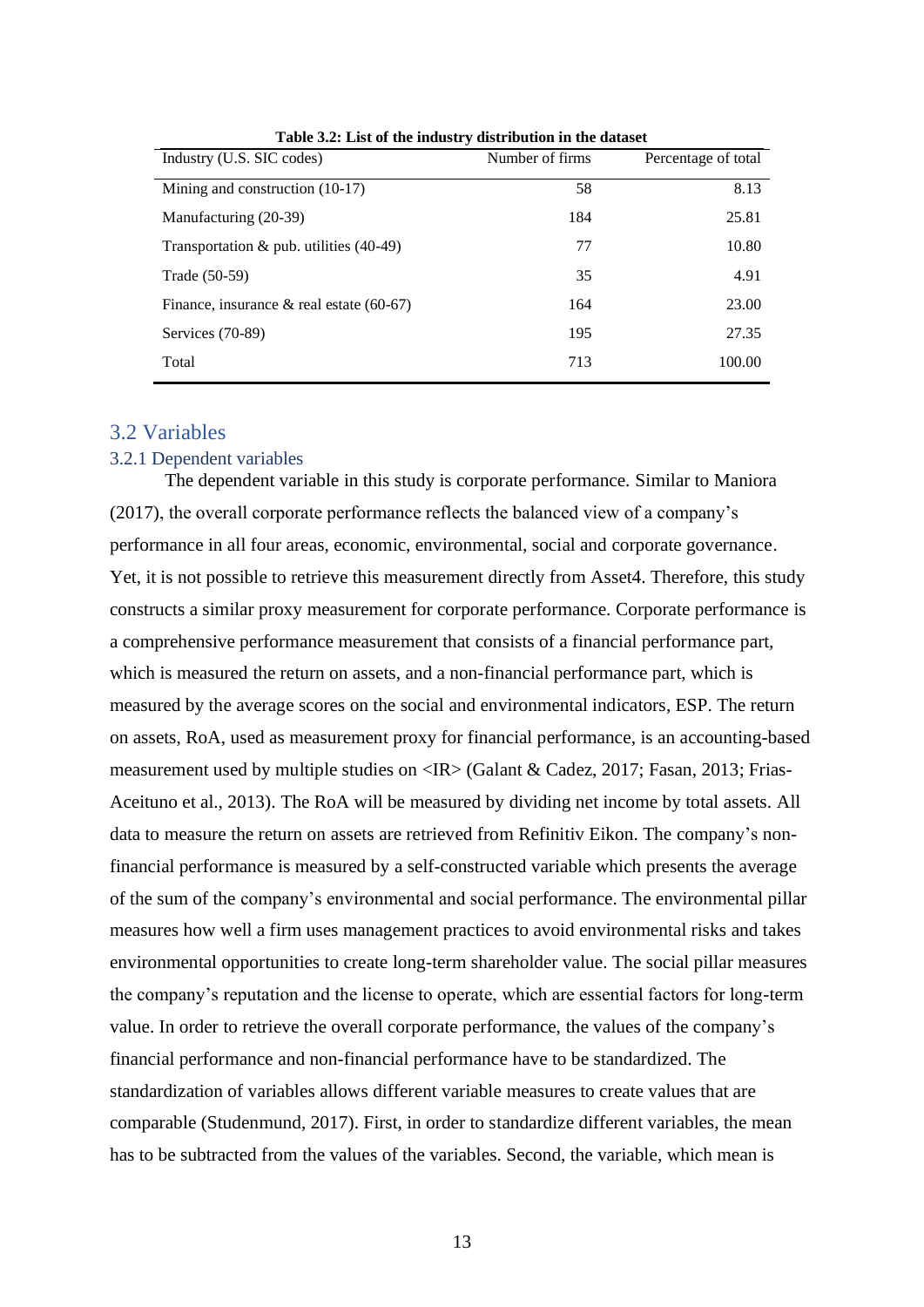**Table 3.2: List of the industry distribution in the dataset**

| Industry (U.S. SIC codes) | Number of firms | Percentage of total |
|---|---|---|
| Mining and construction (10-17) | 58 | 8.13 |
| Manufacturing (20-39) | 184 | 25.81 |
| Transportation & pub. utilities (40-49) | 77 | 10.80 |
| Trade (50-59) | 35 | 4.91 |
| Finance, insurance & real estate (60-67) | 164 | 23.00 |
| Services (70-89) | 195 | 27.35 |
| Total | 713 | 100.00 |

## 3.2 Variables

### 3.2.1 Dependent variables

The dependent variable in this study is corporate performance. Similar to Maniora (2017), the overall corporate performance reflects the balanced view of a company's performance in all four areas, economic, environmental, social and corporate governance. Yet, it is not possible to retrieve this measurement directly from Asset4. Therefore, this study constructs a similar proxy measurement for corporate performance. Corporate performance is a comprehensive performance measurement that consists of a financial performance part, which is measured the return on assets, and a non-financial performance part, which is measured by the average scores on the social and environmental indicators, ESP. The return on assets, RoA, used as measurement proxy for financial performance, is an accounting-based measurement used by multiple studies on <IR> (Galant & Cadez, 2017; Fasan, 2013; Frias-Aceituno et al., 2013). The RoA will be measured by dividing net income by total assets. All data to measure the return on assets are retrieved from Refinitiv Eikon. The company's non-financial performance is measured by a self-constructed variable which presents the average of the sum of the company's environmental and social performance. The environmental pillar measures how well a firm uses management practices to avoid environmental risks and takes environmental opportunities to create long-term shareholder value. The social pillar measures the company's reputation and the license to operate, which are essential factors for long-term value. In order to retrieve the overall corporate performance, the values of the company's financial performance and non-financial performance have to be standardized. The standardization of variables allows different variable measures to create values that are comparable (Studenmund, 2017). First, in order to standardize different variables, the mean has to be subtracted from the values of the variables. Second, the variable, which mean is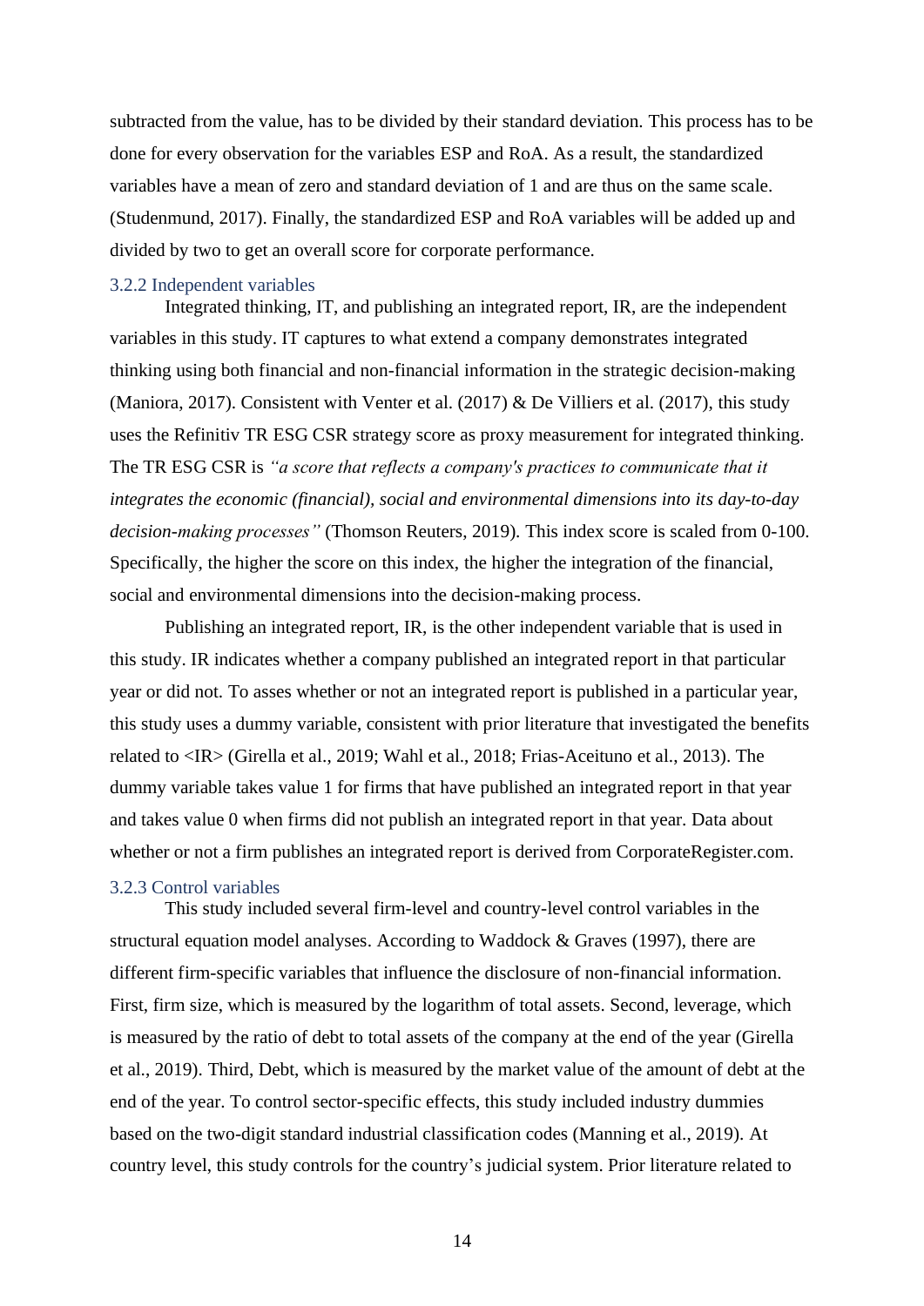subtracted from the value, has to be divided by their standard deviation. This process has to be done for every observation for the variables ESP and RoA. As a result, the standardized variables have a mean of zero and standard deviation of 1 and are thus on the same scale. (Studenmund, 2017). Finally, the standardized ESP and RoA variables will be added up and divided by two to get an overall score for corporate performance.

### 3.2.2 Independent variables

Integrated thinking, IT, and publishing an integrated report, IR, are the independent variables in this study. IT captures to what extend a company demonstrates integrated thinking using both financial and non-financial information in the strategic decision-making (Maniora, 2017). Consistent with Venter et al. (2017) & De Villiers et al. (2017), this study uses the Refinitiv TR ESG CSR strategy score as proxy measurement for integrated thinking. The TR ESG CSR is *"a score that reflects a company's practices to communicate that it integrates the economic (financial), social and environmental dimensions into its day-to-day decision-making processes"* (Thomson Reuters, 2019). This index score is scaled from 0-100. Specifically, the higher the score on this index, the higher the integration of the financial, social and environmental dimensions into the decision-making process.

Publishing an integrated report, IR, is the other independent variable that is used in this study. IR indicates whether a company published an integrated report in that particular year or did not. To asses whether or not an integrated report is published in a particular year, this study uses a dummy variable, consistent with prior literature that investigated the benefits related to <IR> (Girella et al., 2019; Wahl et al., 2018; Frias-Aceituno et al., 2013). The dummy variable takes value 1 for firms that have published an integrated report in that year and takes value 0 when firms did not publish an integrated report in that year. Data about whether or not a firm publishes an integrated report is derived from CorporateRegister.com.

### 3.2.3 Control variables

This study included several firm-level and country-level control variables in the structural equation model analyses. According to Waddock & Graves (1997), there are different firm-specific variables that influence the disclosure of non-financial information. First, firm size, which is measured by the logarithm of total assets. Second, leverage, which is measured by the ratio of debt to total assets of the company at the end of the year (Girella et al., 2019). Third, Debt, which is measured by the market value of the amount of debt at the end of the year. To control sector-specific effects, this study included industry dummies based on the two-digit standard industrial classification codes (Manning et al., 2019). At country level, this study controls for the country's judicial system. Prior literature related to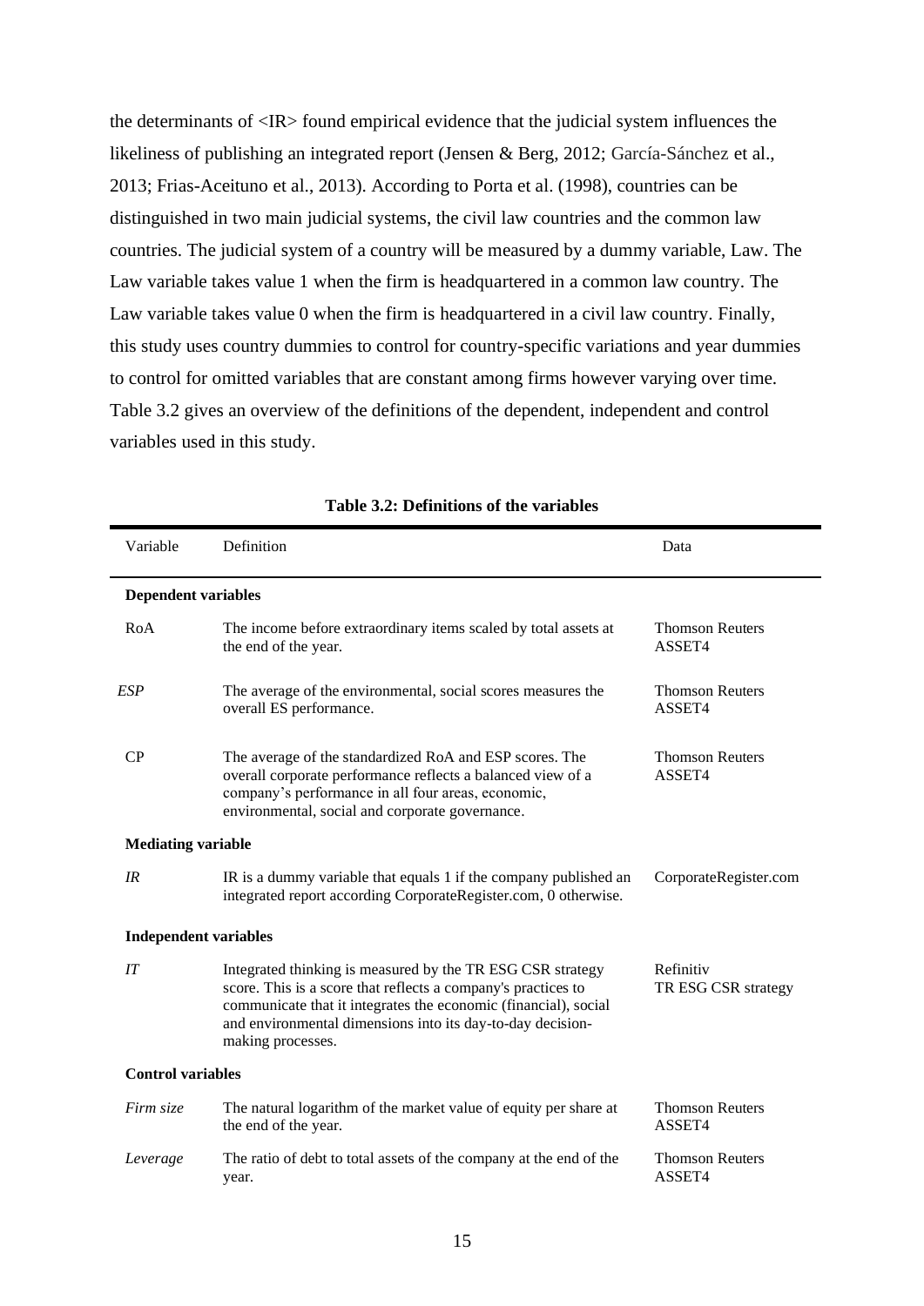the determinants of <IR> found empirical evidence that the judicial system influences the likeliness of publishing an integrated report (Jensen & Berg, 2012; García-Sánchez et al., 2013; Frias-Aceituno et al., 2013). According to Porta et al. (1998), countries can be distinguished in two main judicial systems, the civil law countries and the common law countries. The judicial system of a country will be measured by a dummy variable, Law. The Law variable takes value 1 when the firm is headquartered in a common law country. The Law variable takes value 0 when the firm is headquartered in a civil law country. Finally, this study uses country dummies to control for country-specific variations and year dummies to control for omitted variables that are constant among firms however varying over time. Table 3.2 gives an overview of the definitions of the dependent, independent and control variables used in this study.

**Table 3.2: Definitions of the variables**

| Variable | Definition | Data |
|---|---|---|
| **Dependent variables** | | |
| RoA | The income before extraordinary items scaled by total assets at the end of the year. | Thomson Reuters ASSET4 |
| *ESP* | The average of the environmental, social scores measures the overall ES performance. | Thomson Reuters ASSET4 |
| CP | The average of the standardized RoA and ESP scores. The overall corporate performance reflects a balanced view of a company's performance in all four areas, economic, environmental, social and corporate governance. | Thomson Reuters ASSET4 |
| **Mediating variable** | | |
| *IR* | IR is a dummy variable that equals 1 if the company published an integrated report according CorporateRegister.com, 0 otherwise. | CorporateRegister.com |
| **Independent variables** | | |
| *IT* | Integrated thinking is measured by the TR ESG CSR strategy score. This is a score that reflects a company's practices to communicate that it integrates the economic (financial), social and environmental dimensions into its day-to-day decision-making processes. | Refinitiv TR ESG CSR strategy |
| **Control variables** | | |
| *Firm size* | The natural logarithm of the market value of equity per share at the end of the year. | Thomson Reuters ASSET4 |
| *Leverage* | The ratio of debt to total assets of the company at the end of the year. | Thomson Reuters ASSET4 |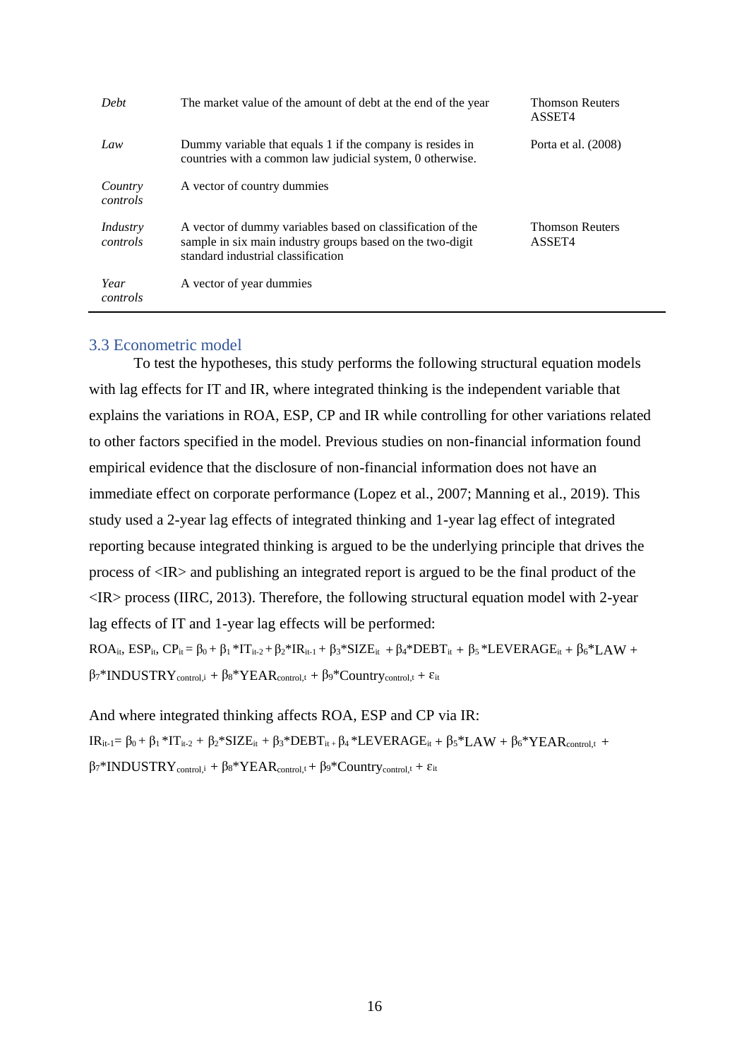| | | |
|---|---|---|
| *Debt* | The market value of the amount of debt at the end of the year | Thomson Reuters ASSET4 |
| *Law* | Dummy variable that equals 1 if the company is resides in countries with a common law judicial system, 0 otherwise. | Porta et al. (2008) |
| *Country controls* | A vector of country dummies | |
| *Industry controls* | A vector of dummy variables based on classification of the sample in six main industry groups based on the two-digit standard industrial classification | Thomson Reuters ASSET4 |
| *Year controls* | A vector of year dummies | |

### 3.3 Econometric model

To test the hypotheses, this study performs the following structural equation models with lag effects for IT and IR, where integrated thinking is the independent variable that explains the variations in ROA, ESP, CP and IR while controlling for other variations related to other factors specified in the model. Previous studies on non-financial information found empirical evidence that the disclosure of non-financial information does not have an immediate effect on corporate performance (Lopez et al., 2007; Manning et al., 2019). This study used a 2-year lag effects of integrated thinking and 1-year lag effect of integrated reporting because integrated thinking is argued to be the underlying principle that drives the process of <IR> and publishing an integrated report is argued to be the final product of the <IR> process (IIRC, 2013). Therefore, the following structural equation model with 2-year lag effects of IT and 1-year lag effects will be performed:

$$ROA_{it}, ESP_{it}, CP_{it} = \beta_0 + \beta_1 * IT_{it-2} + \beta_2 * IR_{it-1} + \beta_3 * SIZE_{it} + \beta_4 * DEBT_{it} + \beta_5 * LEVERAGE_{it} + \beta_6 * LAW + \beta_7 * INDUSTRY_{control,i} + \beta_8 * YEAR_{control,t} + \beta_9 * Country_{control,t} + \varepsilon_{it}$$

And where integrated thinking affects ROA, ESP and CP via IR:

$$IR_{it-1} = \beta_0 + \beta_1 * IT_{it-2} + \beta_2 * SIZE_{it} + \beta_3 * DEBT_{it} + \beta_4 * LEVERAGE_{it} + \beta_5 * LAW + \beta_6 * YEAR_{control,t} + \beta_7 * INDUSTRY_{control,i} + \beta_8 * YEAR_{control,t} + \beta_9 * Country_{control,t} + \varepsilon_{it}$$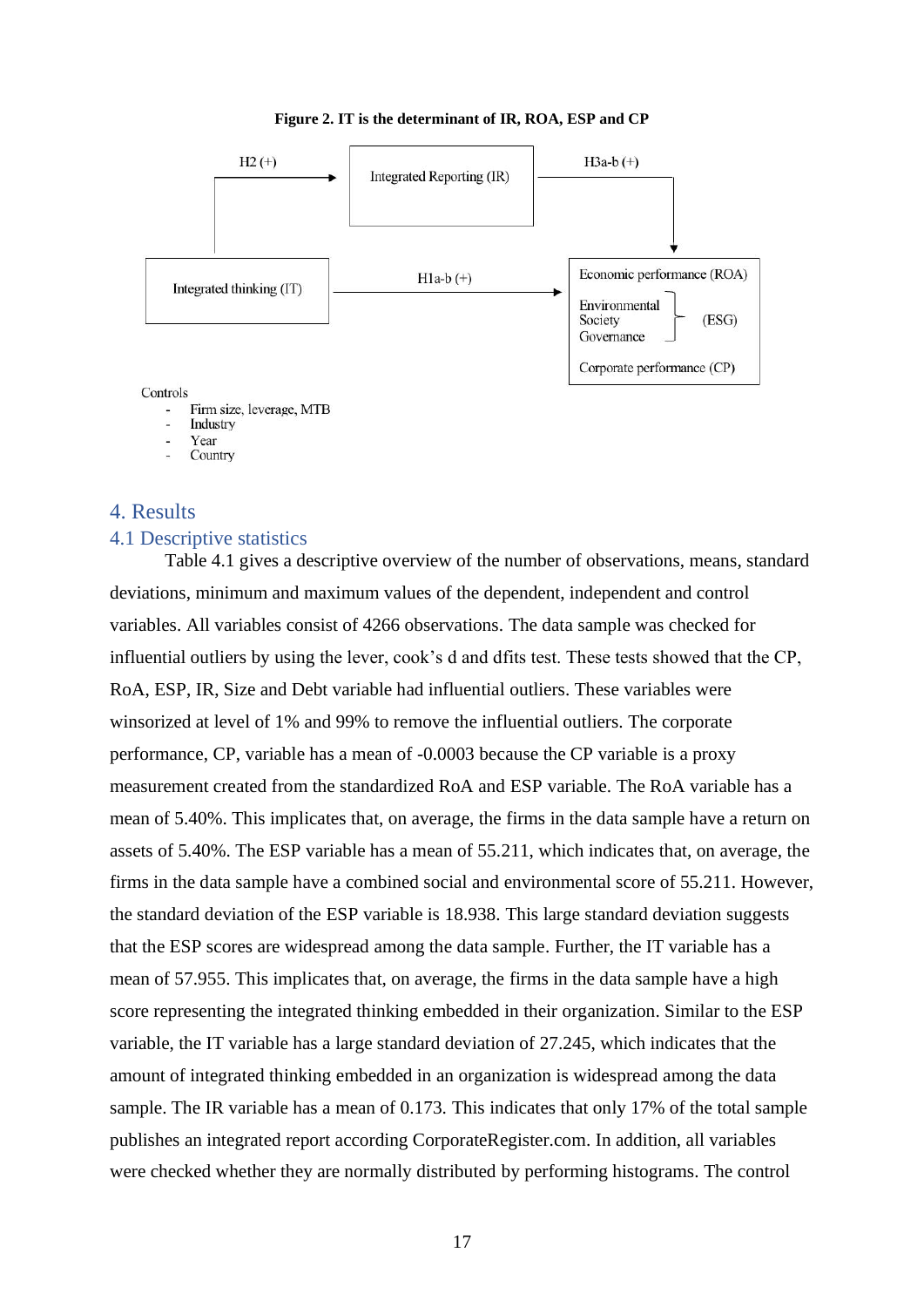**Figure 2. IT is the determinant of IR, ROA, ESP and CP**

Integrated thinking (IT)

H2 (+)

Integrated Reporting (IR)

H3a-b (+)

H1a-b (+)

Economic performance (ROA)

Environmental
Society
Governance
(ESG)

Corporate performance (CP)

Controls

- Firm size, leverage, MTB
- Industry
- Year
- Country

# 4. Results

## 4.1 Descriptive statistics

Table 4.1 gives a descriptive overview of the number of observations, means, standard deviations, minimum and maximum values of the dependent, independent and control variables. All variables consist of 4266 observations. The data sample was checked for influential outliers by using the lever, cook's d and dfits test. These tests showed that the CP, RoA, ESP, IR, Size and Debt variable had influential outliers. These variables were winsorized at level of 1% and 99% to remove the influential outliers. The corporate performance, CP, variable has a mean of -0.0003 because the CP variable is a proxy measurement created from the standardized RoA and ESP variable. The RoA variable has a mean of 5.40%. This implicates that, on average, the firms in the data sample have a return on assets of 5.40%. The ESP variable has a mean of 55.211, which indicates that, on average, the firms in the data sample have a combined social and environmental score of 55.211. However, the standard deviation of the ESP variable is 18.938. This large standard deviation suggests that the ESP scores are widespread among the data sample. Further, the IT variable has a mean of 57.955. This implicates that, on average, the firms in the data sample have a high score representing the integrated thinking embedded in their organization. Similar to the ESP variable, the IT variable has a large standard deviation of 27.245, which indicates that the amount of integrated thinking embedded in an organization is widespread among the data sample. The IR variable has a mean of 0.173. This indicates that only 17% of the total sample publishes an integrated report according CorporateRegister.com. In addition, all variables were checked whether they are normally distributed by performing histograms. The control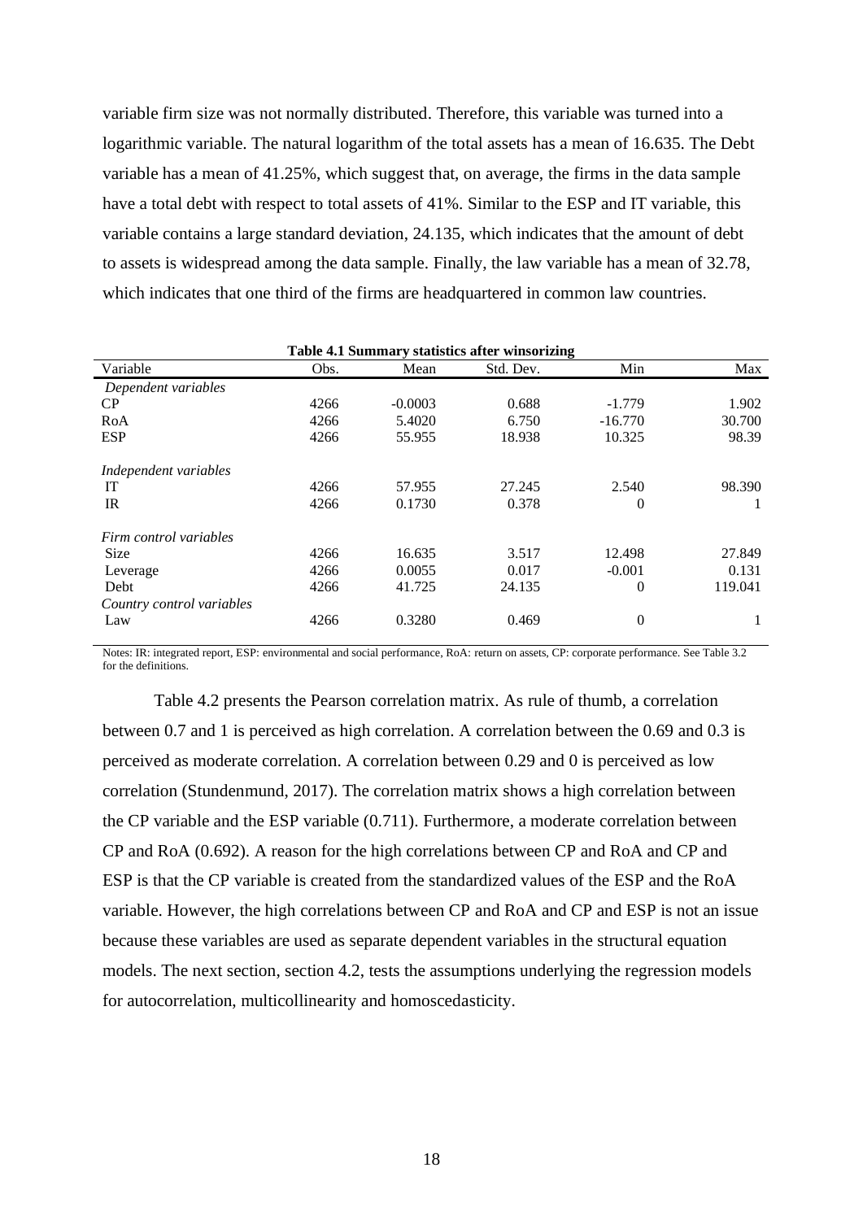variable firm size was not normally distributed. Therefore, this variable was turned into a logarithmic variable. The natural logarithm of the total assets has a mean of 16.635. The Debt variable has a mean of 41.25%, which suggest that, on average, the firms in the data sample have a total debt with respect to total assets of 41%. Similar to the ESP and IT variable, this variable contains a large standard deviation, 24.135, which indicates that the amount of debt to assets is widespread among the data sample. Finally, the law variable has a mean of 32.78, which indicates that one third of the firms are headquartered in common law countries.

**Table 4.1 Summary statistics after winsorizing**

| Variable | Obs. | Mean | Std. Dev. | Min | Max |
|---|---|---|---|---|---|
| *Dependent variables* | | | | | |
| CP | 4266 | -0.0003 | 0.688 | -1.779 | 1.902 |
| RoA | 4266 | 5.4020 | 6.750 | -16.770 | 30.700 |
| ESP | 4266 | 55.955 | 18.938 | 10.325 | 98.39 |
| *Independent variables* | | | | | |
| IT | 4266 | 57.955 | 27.245 | 2.540 | 98.390 |
| IR | 4266 | 0.1730 | 0.378 | 0 | 1 |
| *Firm control variables* | | | | | |
| Size | 4266 | 16.635 | 3.517 | 12.498 | 27.849 |
| Leverage | 4266 | 0.0055 | 0.017 | -0.001 | 0.131 |
| Debt | 4266 | 41.725 | 24.135 | 0 | 119.041 |
| *Country control variables* | | | | | |
| Law | 4266 | 0.3280 | 0.469 | 0 | 1 |

Notes: IR: integrated report, ESP: environmental and social performance, RoA: return on assets, CP: corporate performance. See Table 3.2 for the definitions.

Table 4.2 presents the Pearson correlation matrix. As rule of thumb, a correlation between 0.7 and 1 is perceived as high correlation. A correlation between the 0.69 and 0.3 is perceived as moderate correlation. A correlation between 0.29 and 0 is perceived as low correlation (Stundenmund, 2017). The correlation matrix shows a high correlation between the CP variable and the ESP variable (0.711). Furthermore, a moderate correlation between CP and RoA (0.692). A reason for the high correlations between CP and RoA and CP and ESP is that the CP variable is created from the standardized values of the ESP and the RoA variable. However, the high correlations between CP and RoA and CP and ESP is not an issue because these variables are used as separate dependent variables in the structural equation models. The next section, section 4.2, tests the assumptions underlying the regression models for autocorrelation, multicollinearity and homoscedasticity.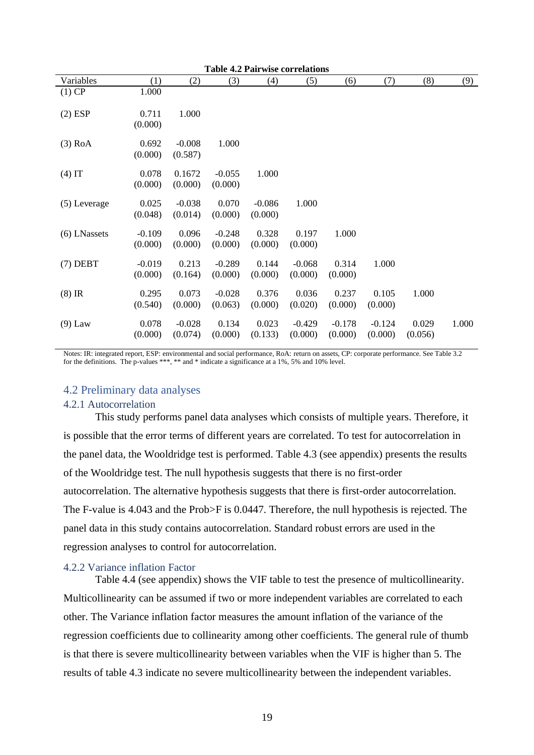**Table 4.2 Pairwise correlations**

| Variables | (1) | (2) | (3) | (4) | (5) | (6) | (7) | (8) | (9) |
|---|---|---|---|---|---|---|---|---|---|
| (1) CP | 1.000 | | | | | | | | |
| (2) ESP | 0.711 | 1.000 | | | | | | | |
| | (0.000) | | | | | | | | |
| (3) RoA | 0.692 | -0.008 | 1.000 | | | | | | |
| | (0.000) | (0.587) | | | | | | | |
| (4) IT | 0.078 | 0.1672 | -0.055 | 1.000 | | | | | |
| | (0.000) | (0.000) | (0.000) | | | | | | |
| (5) Leverage | 0.025 | -0.038 | 0.070 | -0.086 | 1.000 | | | | |
| | (0.048) | (0.014) | (0.000) | (0.000) | | | | | |
| (6) LNassets | -0.109 | 0.096 | -0.248 | 0.328 | 0.197 | 1.000 | | | |
| | (0.000) | (0.000) | (0.000) | (0.000) | (0.000) | | | | |
| (7) DEBT | -0.019 | 0.213 | -0.289 | 0.144 | -0.068 | 0.314 | 1.000 | | |
| | (0.000) | (0.164) | (0.000) | (0.000) | (0.000) | (0.000) | | | |
| (8) IR | 0.295 | 0.073 | -0.028 | 0.376 | 0.036 | 0.237 | 0.105 | 1.000 | |
| | (0.540) | (0.000) | (0.063) | (0.000) | (0.020) | (0.000) | (0.000) | | |
| (9) Law | 0.078 | -0.028 | 0.134 | 0.023 | -0.429 | -0.178 | -0.124 | 0.029 | 1.000 |
| | (0.000) | (0.074) | (0.000) | (0.133) | (0.000) | (0.000) | (0.000) | (0.056) | |

Notes: IR: integrated report, ESP: environmental and social performance, RoA: return on assets, CP: corporate performance. See Table 3.2 for the definitions. The p-values ***, ** and * indicate a significance at a 1%, 5% and 10% level.

## 4.2 Preliminary data analyses

### 4.2.1 Autocorrelation

This study performs panel data analyses which consists of multiple years. Therefore, it is possible that the error terms of different years are correlated. To test for autocorrelation in the panel data, the Wooldridge test is performed. Table 4.3 (see appendix) presents the results of the Wooldridge test. The null hypothesis suggests that there is no first-order autocorrelation. The alternative hypothesis suggests that there is first-order autocorrelation. The F-value is 4.043 and the Prob>F is 0.0447. Therefore, the null hypothesis is rejected. The panel data in this study contains autocorrelation. Standard robust errors are used in the regression analyses to control for autocorrelation.

### 4.2.2 Variance inflation Factor

Table 4.4 (see appendix) shows the VIF table to test the presence of multicollinearity. Multicollinearity can be assumed if two or more independent variables are correlated to each other. The Variance inflation factor measures the amount inflation of the variance of the regression coefficients due to collinearity among other coefficients. The general rule of thumb is that there is severe multicollinearity between variables when the VIF is higher than 5. The results of table 4.3 indicate no severe multicollinearity between the independent variables.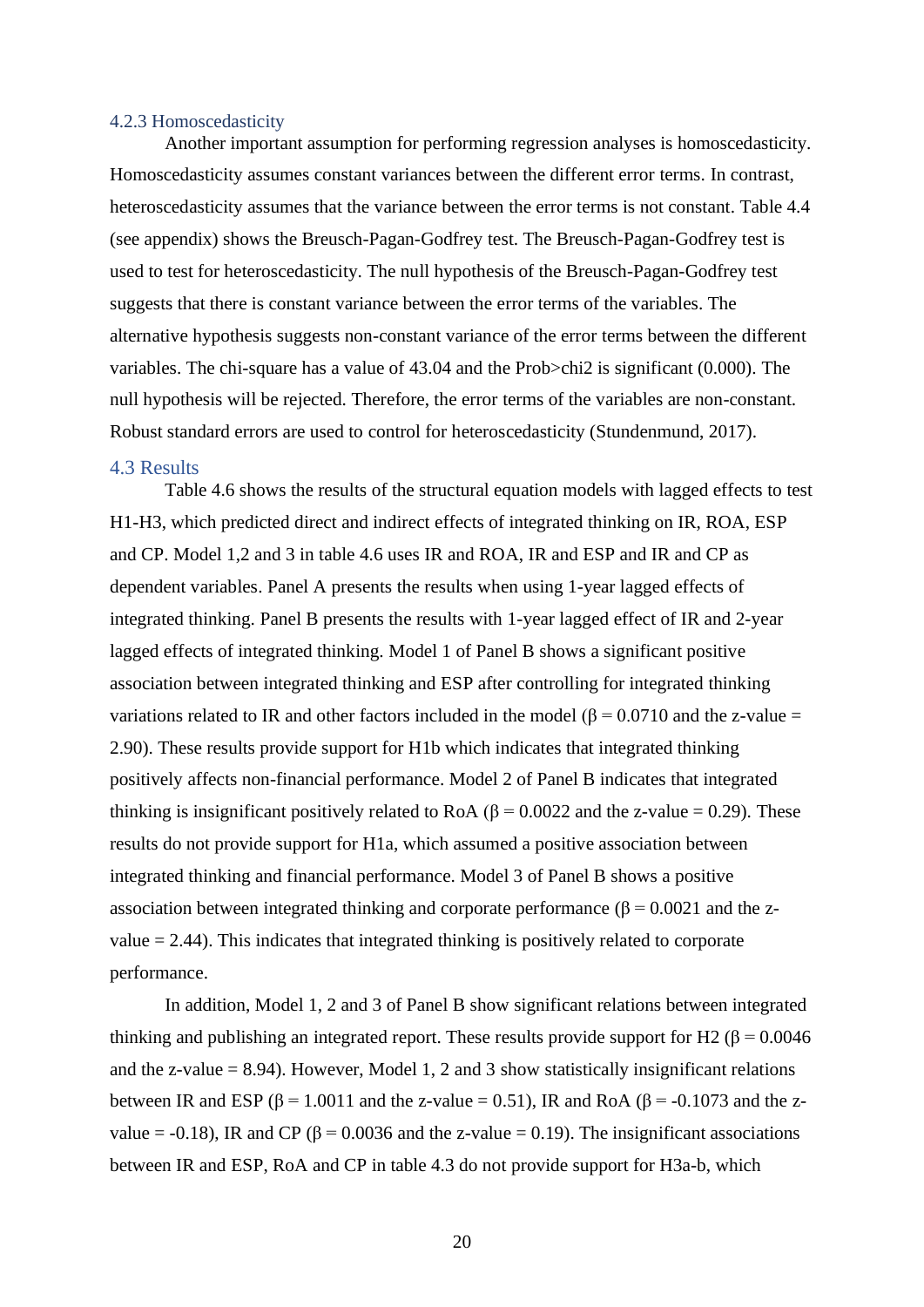### 4.2.3 Homoscedasticity

Another important assumption for performing regression analyses is homoscedasticity. Homoscedasticity assumes constant variances between the different error terms. In contrast, heteroscedasticity assumes that the variance between the error terms is not constant. Table 4.4 (see appendix) shows the Breusch-Pagan-Godfrey test. The Breusch-Pagan-Godfrey test is used to test for heteroscedasticity. The null hypothesis of the Breusch-Pagan-Godfrey test suggests that there is constant variance between the error terms of the variables. The alternative hypothesis suggests non-constant variance of the error terms between the different variables. The chi-square has a value of 43.04 and the Prob>chi2 is significant (0.000). The null hypothesis will be rejected. Therefore, the error terms of the variables are non-constant. Robust standard errors are used to control for heteroscedasticity (Stundenmund, 2017).

## 4.3 Results

Table 4.6 shows the results of the structural equation models with lagged effects to test H1-H3, which predicted direct and indirect effects of integrated thinking on IR, ROA, ESP and CP. Model 1,2 and 3 in table 4.6 uses IR and ROA, IR and ESP and IR and CP as dependent variables. Panel A presents the results when using 1-year lagged effects of integrated thinking. Panel B presents the results with 1-year lagged effect of IR and 2-year lagged effects of integrated thinking. Model 1 of Panel B shows a significant positive association between integrated thinking and ESP after controlling for integrated thinking variations related to IR and other factors included in the model ($\beta = 0.0710$ and the z-value = 2.90). These results provide support for H1b which indicates that integrated thinking positively affects non-financial performance. Model 2 of Panel B indicates that integrated thinking is insignificant positively related to RoA ($\beta = 0.0022$ and the z-value = 0.29). These results do not provide support for H1a, which assumed a positive association between integrated thinking and financial performance. Model 3 of Panel B shows a positive association between integrated thinking and corporate performance ($\beta = 0.0021$ and the z-value = 2.44). This indicates that integrated thinking is positively related to corporate performance.

In addition, Model 1, 2 and 3 of Panel B show significant relations between integrated thinking and publishing an integrated report. These results provide support for H2 ($\beta = 0.0046$ and the z-value = 8.94). However, Model 1, 2 and 3 show statistically insignificant relations between IR and ESP ($\beta = 1.0011$ and the z-value = 0.51), IR and RoA ($\beta = -0.1073$ and the z-value = -0.18), IR and CP ($\beta = 0.0036$ and the z-value = 0.19). The insignificant associations between IR and ESP, RoA and CP in table 4.3 do not provide support for H3a-b, which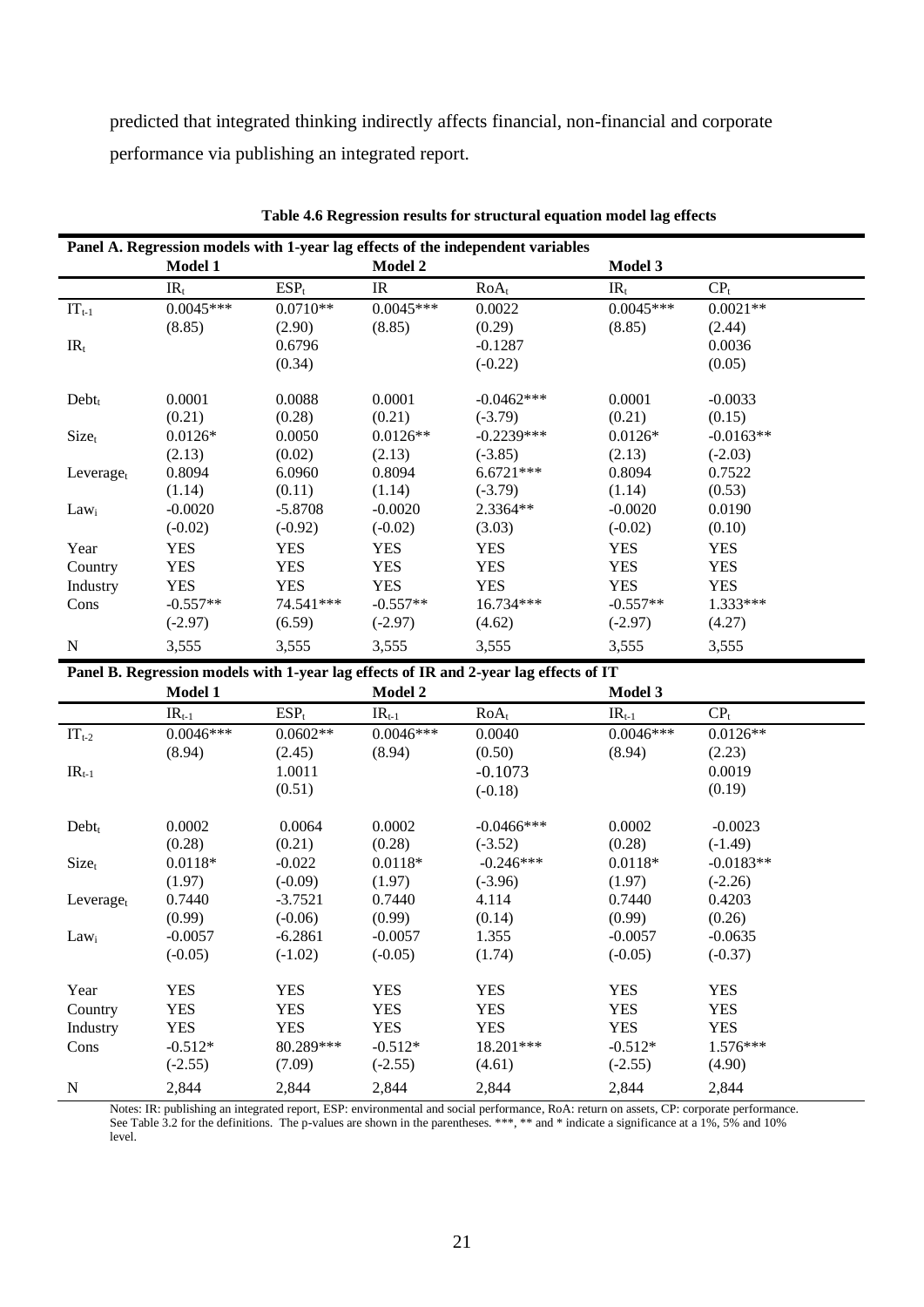predicted that integrated thinking indirectly affects financial, non-financial and corporate performance via publishing an integrated report.

**Table 4.6 Regression results for structural equation model lag effects**

| **Panel A. Regression models with 1-year lag effects of the independent variables** | | | | | | |
|---|---|---|---|---|---|---|
| | **Model 1** | | **Model 2** | | **Model 3** | |
| | $IR_t$ | $ESP_t$ | IR | $RoA_t$ | $IR_t$ | $CP_t$ |
| $IT_{t-1}$ | 0.0045*** | 0.0710** | 0.0045*** | 0.0022 | 0.0045*** | 0.0021** |
| | (8.85) | (2.90) | (8.85) | (0.29) | (8.85) | (2.44) |
| $IR_t$ | | 0.6796 | | -0.1287 | | 0.0036 |
| | | (0.34) | | (-0.22) | | (0.05) |
| $Debt_t$ | 0.0001 | 0.0088 | 0.0001 | -0.0462*** | 0.0001 | -0.0033 |
| | (0.21) | (0.28) | (0.21) | (-3.79) | (0.21) | (0.15) |
| $Size_t$ | 0.0126* | 0.0050 | 0.0126** | -0.2239*** | 0.0126* | -0.0163** |
| | (2.13) | (0.02) | (2.13) | (-3.85) | (2.13) | (-2.03) |
| $Leverage_t$ | 0.8094 | 6.0960 | 0.8094 | 6.6721*** | 0.8094 | 0.7522 |
| | (1.14) | (0.11) | (1.14) | (-3.79) | (1.14) | (0.53) |
| $Law_i$ | -0.0020 | -5.8708 | -0.0020 | 2.3364** | -0.0020 | 0.0190 |
| | (-0.02) | (-0.92) | (-0.02) | (3.03) | (-0.02) | (0.10) |
| Year | YES | YES | YES | YES | YES | YES |
| Country | YES | YES | YES | YES | YES | YES |
| Industry | YES | YES | YES | YES | YES | YES |
| Cons | -0.557** | 74.541*** | -0.557** | 16.734*** | -0.557** | 1.333*** |
| | (-2.97) | (6.59) | (-2.97) | (4.62) | (-2.97) | (4.27) |
| N | 3,555 | 3,555 | 3,555 | 3,555 | 3,555 | 3,555 |
| **Panel B. Regression models with 1-year lag effects of IR and 2-year lag effects of IT** | | | | | | |
| | **Model 1** | | **Model 2** | | **Model 3** | |
| | $IR_{t-1}$ | $ESP_t$ | $IR_{t-1}$ | $RoA_t$ | $IR_{t-1}$ | $CP_t$ |
| $IT_{t-2}$ | 0.0046*** | 0.0602** | 0.0046*** | 0.0040 | 0.0046*** | 0.0126** |
| | (8.94) | (2.45) | (8.94) | (0.50) | (8.94) | (2.23) |
| $IR_{t-1}$ | | 1.0011 | | -0.1073 | | 0.0019 |
| | | (0.51) | | (-0.18) | | (0.19) |
| $Debt_t$ | 0.0002 | 0.0064 | 0.0002 | -0.0466*** | 0.0002 | -0.0023 |
| | (0.28) | (0.21) | (0.28) | (-3.52) | (0.28) | (-1.49) |
| $Size_t$ | 0.0118* | -0.022 | 0.0118* | -0.246*** | 0.0118* | -0.0183** |
| | (1.97) | (-0.09) | (1.97) | (-3.96) | (1.97) | (-2.26) |
| $Leverage_t$ | 0.7440 | -3.7521 | 0.7440 | 4.114 | 0.7440 | 0.4203 |
| | (0.99) | (-0.06) | (0.99) | (0.14) | (0.99) | (0.26) |
| $Law_i$ | -0.0057 | -6.2861 | -0.0057 | 1.355 | -0.0057 | -0.0635 |
| | (-0.05) | (-1.02) | (-0.05) | (1.74) | (-0.05) | (-0.37) |
| Year | YES | YES | YES | YES | YES | YES |
| Country | YES | YES | YES | YES | YES | YES |
| Industry | YES | YES | YES | YES | YES | YES |
| Cons | -0.512* | 80.289*** | -0.512* | 18.201*** | -0.512* | 1.576*** |
| | (-2.55) | (7.09) | (-2.55) | (4.61) | (-2.55) | (4.90) |
| N | 2,844 | 2,844 | 2,844 | 2,844 | 2,844 | 2,844 |

Notes: IR: publishing an integrated report, ESP: environmental and social performance, RoA: return on assets, CP: corporate performance. See Table 3.2 for the definitions. The p-values are shown in the parentheses. ***, ** and * indicate a significance at a 1%, 5% and 10% level.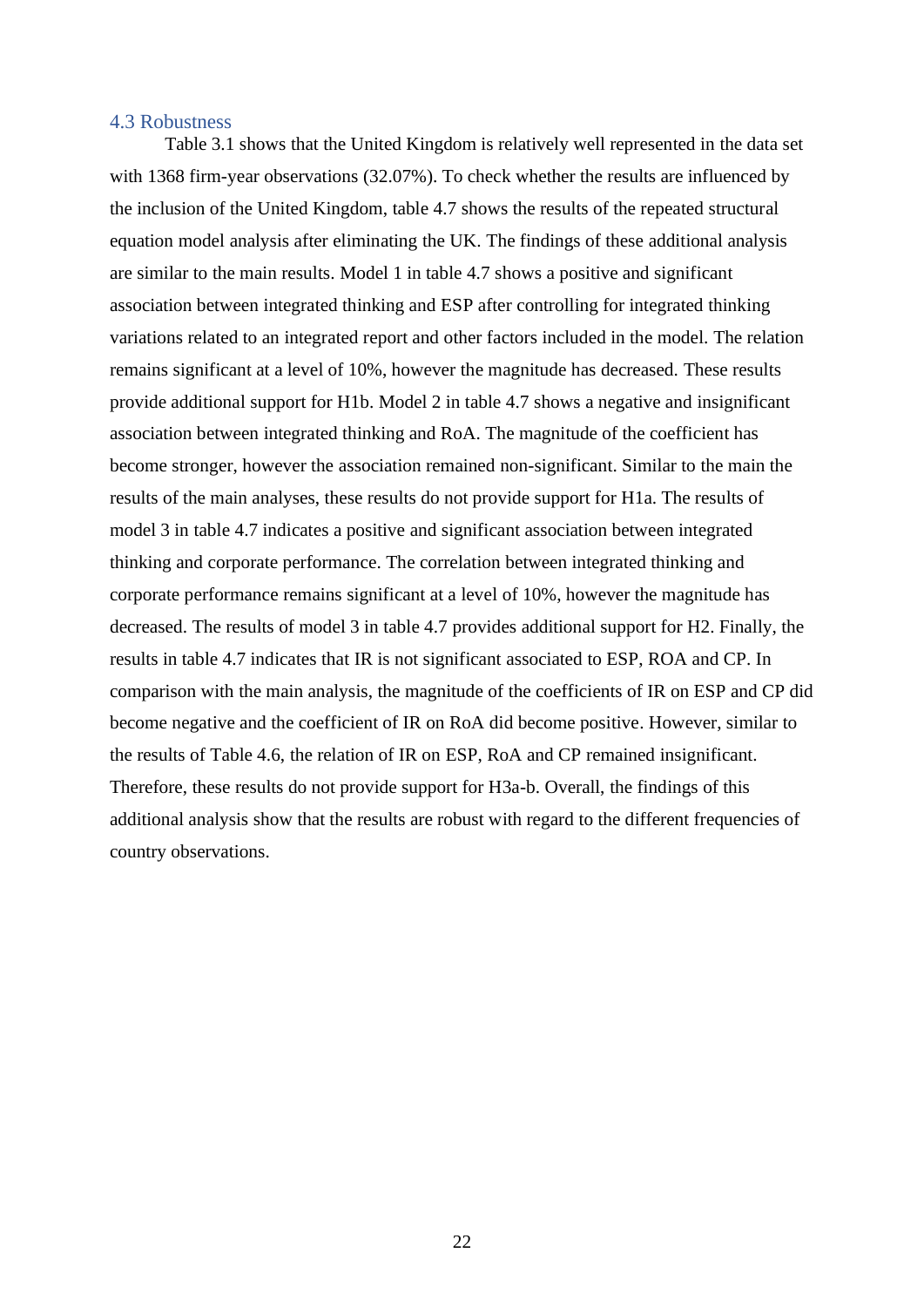### 4.3 Robustness

Table 3.1 shows that the United Kingdom is relatively well represented in the data set with 1368 firm-year observations (32.07%). To check whether the results are influenced by the inclusion of the United Kingdom, table 4.7 shows the results of the repeated structural equation model analysis after eliminating the UK. The findings of these additional analysis are similar to the main results. Model 1 in table 4.7 shows a positive and significant association between integrated thinking and ESP after controlling for integrated thinking variations related to an integrated report and other factors included in the model. The relation remains significant at a level of 10%, however the magnitude has decreased. These results provide additional support for H1b. Model 2 in table 4.7 shows a negative and insignificant association between integrated thinking and RoA. The magnitude of the coefficient has become stronger, however the association remained non-significant. Similar to the main the results of the main analyses, these results do not provide support for H1a. The results of model 3 in table 4.7 indicates a positive and significant association between integrated thinking and corporate performance. The correlation between integrated thinking and corporate performance remains significant at a level of 10%, however the magnitude has decreased. The results of model 3 in table 4.7 provides additional support for H2. Finally, the results in table 4.7 indicates that IR is not significant associated to ESP, ROA and CP. In comparison with the main analysis, the magnitude of the coefficients of IR on ESP and CP did become negative and the coefficient of IR on RoA did become positive. However, similar to the results of Table 4.6, the relation of IR on ESP, RoA and CP remained insignificant. Therefore, these results do not provide support for H3a-b. Overall, the findings of this additional analysis show that the results are robust with regard to the different frequencies of country observations.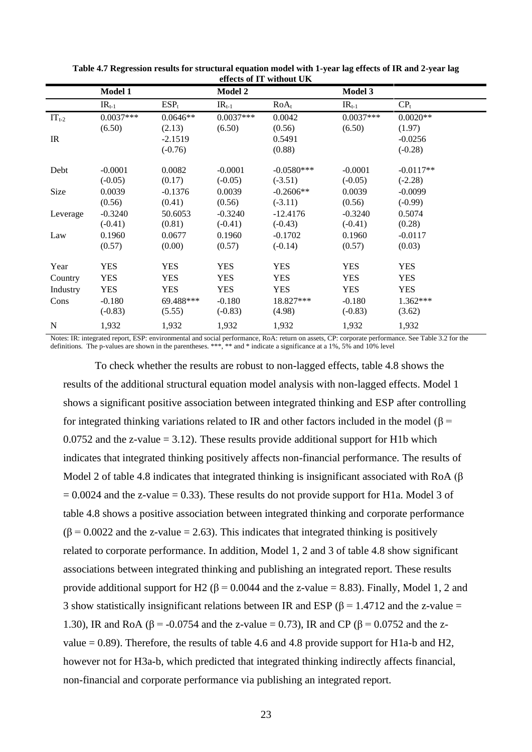**Table 4.7 Regression results for structural equation model with 1-year lag effects of IR and 2-year lag effects of IT without UK**

| | Model 1 | | Model 2 | | Model 3 | |
|---|---|---|---|---|---|---|
| | $IR_{t-1}$ | $ESP_t$ | $IR_{t-1}$ | $RoA_t$ | $IR_{t-1}$ | $CP_t$ |
| $IT_{t-2}$ | 0.0037*** | 0.0646** | 0.0037*** | 0.0042 | 0.0037*** | 0.0020** |
| | (6.50) | (2.13) | (6.50) | (0.56) | (6.50) | (1.97) |
| IR | | -2.1519 | | 0.5491 | | -0.0256 |
| | | (-0.76) | | (0.88) | | (-0.28) |
| Debt | -0.0001 | 0.0082 | -0.0001 | -0.0580*** | -0.0001 | -0.0117** |
| | (-0.05) | (0.17) | (-0.05) | (-3.51) | (-0.05) | (-2.28) |
| Size | 0.0039 | -0.1376 | 0.0039 | -0.2606** | 0.0039 | -0.0099 |
| | (0.56) | (0.41) | (0.56) | (-3.11) | (0.56) | (-0.99) |
| Leverage | -0.3240 | 50.6053 | -0.3240 | -12.4176 | -0.3240 | 0.5074 |
| | (-0.41) | (0.81) | (-0.41) | (-0.43) | (-0.41) | (0.28) |
| Law | 0.1960 | 0.0677 | 0.1960 | -0.1702 | 0.1960 | -0.0117 |
| | (0.57) | (0.00) | (0.57) | (-0.14) | (0.57) | (0.03) |
| Year | YES | YES | YES | YES | YES | YES |
| Country | YES | YES | YES | YES | YES | YES |
| Industry | YES | YES | YES | YES | YES | YES |
| Cons | -0.180 | 69.488*** | -0.180 | 18.827*** | -0.180 | 1.362*** |
| | (-0.83) | (5.55) | (-0.83) | (4.98) | (-0.83) | (3.62) |
| N | 1,932 | 1,932 | 1,932 | 1,932 | 1,932 | 1,932 |

Notes: IR: integrated report, ESP: environmental and social performance, RoA: return on assets, CP: corporate performance. See Table 3.2 for the definitions. The p-values are shown in the parentheses. ***, ** and * indicate a significance at a 1%, 5% and 10% level

To check whether the results are robust to non-lagged effects, table 4.8 shows the results of the additional structural equation model analysis with non-lagged effects. Model 1 shows a significant positive association between integrated thinking and ESP after controlling for integrated thinking variations related to IR and other factors included in the model ($\beta$ = 0.0752 and the z-value = 3.12). These results provide additional support for H1b which indicates that integrated thinking positively affects non-financial performance. The results of Model 2 of table 4.8 indicates that integrated thinking is insignificant associated with RoA ($\beta$ = 0.0024 and the z-value = 0.33). These results do not provide support for H1a. Model 3 of table 4.8 shows a positive association between integrated thinking and corporate performance ($\beta$ = 0.0022 and the z-value = 2.63). This indicates that integrated thinking is positively related to corporate performance. In addition, Model 1, 2 and 3 of table 4.8 show significant associations between integrated thinking and publishing an integrated report. These results provide additional support for H2 ($\beta$ = 0.0044 and the z-value = 8.83). Finally, Model 1, 2 and 3 show statistically insignificant relations between IR and ESP ($\beta$ = 1.4712 and the z-value = 1.30), IR and RoA ($\beta$ = -0.0754 and the z-value = 0.73), IR and CP ($\beta$ = 0.0752 and the z-value = 0.89). Therefore, the results of table 4.6 and 4.8 provide support for H1a-b and H2, however not for H3a-b, which predicted that integrated thinking indirectly affects financial, non-financial and corporate performance via publishing an integrated report.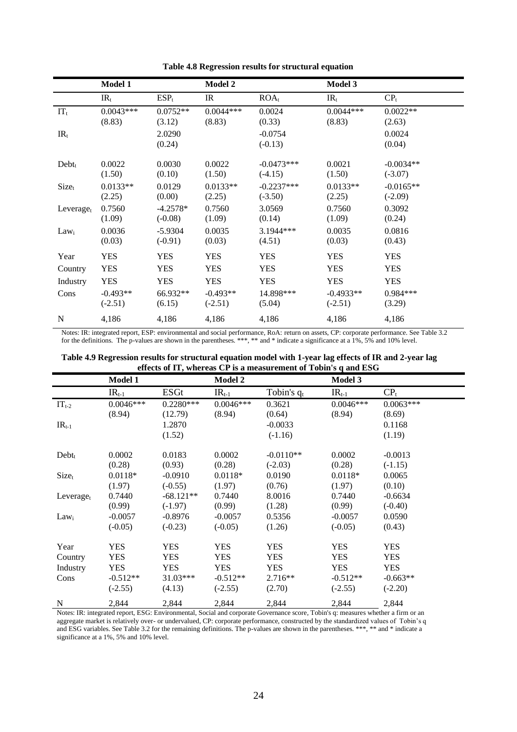**Table 4.8 Regression results for structural equation**

| | Model 1 | | Model 2 | | Model 3 | |
|---|---|---|---|---|---|---|
| | $IR_t$ | $ESP_t$ | IR | $ROA_t$ | $IR_t$ | $CP_t$ |
| $IT_t$ | 0.0043*** | 0.0752** | 0.0044*** | 0.0024 | 0.0044*** | 0.0022** |
| | (8.83) | (3.12) | (8.83) | (0.33) | (8.83) | (2.63) |
| $IR_t$ | | 2.0290 | | -0.0754 | | 0.0024 |
| | | (0.24) | | (-0.13) | | (0.04) |
| $Debt_t$ | 0.0022 | 0.0030 | 0.0022 | -0.0473*** | 0.0021 | -0.0034** |
| | (1.50) | (0.10) | (1.50) | (-4.15) | (1.50) | (-3.07) |
| $Size_t$ | 0.0133** | 0.0129 | 0.0133** | -0.2237*** | 0.0133** | -0.0165** |
| | (2.25) | (0.00) | (2.25) | (-3.50) | (2.25) | (-2.09) |
| $Leverage_t$ | 0.7560 | -4.2578* | 0.7560 | 3.0569 | 0.7560 | 0.3092 |
| | (1.09) | (-0.08) | (1.09) | (0.14) | (1.09) | (0.24) |
| $Law_i$ | 0.0036 | -5.9304 | 0.0035 | 3.1944*** | 0.0035 | 0.0816 |
| | (0.03) | (-0.91) | (0.03) | (4.51) | (0.03) | (0.43) |
| Year | YES | YES | YES | YES | YES | YES |
| Country | YES | YES | YES | YES | YES | YES |
| Industry | YES | YES | YES | YES | YES | YES |
| Cons | -0.493** | 66.932** | -0.493** | 14.898*** | -0.4933** | 0.984*** |
| | (-2.51) | (6.15) | (-2.51) | (5.04) | (-2.51) | (3.29) |
| N | 4,186 | 4,186 | 4,186 | 4,186 | 4,186 | 4,186 |

Notes: IR: integrated report, ESP: environmental and social performance, RoA: return on assets, CP: corporate performance. See Table 3.2 for the definitions. The p-values are shown in the parentheses. ***, ** and * indicate a significance at a 1%, 5% and 10% level.

**Table 4.9 Regression results for structural equation model with 1-year lag effects of IR and 2-year lag effects of IT, whereas CP is a measurement of Tobin's q and ESG**

| | Model 1 | | Model 2 | | Model 3 | |
|---|---|---|---|---|---|---|
| | $IR_{t-1}$ | ESGt | $IR_{t-1}$ | Tobin's $q_t$ | $IR_{t-1}$ | $CP_t$ |
| $IT_{t-2}$ | 0.0046*** | 0.2280*** | 0.0046*** | 0.3621 | 0.0046*** | 0.0063*** |
| | (8.94) | (12.79) | (8.94) | (0.64) | (8.94) | (8.69) |
| $IR_{t-1}$ | | 1.2870 | | -0.0033 | | 0.1168 |
| | | (1.52) | | (-1.16) | | (1.19) |
| $Debt_t$ | 0.0002 | 0.0183 | 0.0002 | -0.0110** | 0.0002 | -0.0013 |
| | (0.28) | (0.93) | (0.28) | (-2.03) | (0.28) | (-1.15) |
| $Size_t$ | 0.0118* | -0.0910 | 0.0118* | 0.0190 | 0.0118* | 0.0065 |
| | (1.97) | (-0.55) | (1.97) | (0.76) | (1.97) | (0.10) |
| $Leverage_t$ | 0.7440 | -68.121** | 0.7440 | 8.0016 | 0.7440 | -0.6634 |
| | (0.99) | (-1.97) | (0.99) | (1.28) | (0.99) | (-0.40) |
| $Law_i$ | -0.0057 | -0.8976 | -0.0057 | 0.5356 | -0.0057 | 0.0590 |
| | (-0.05) | (-0.23) | (-0.05) | (1.26) | (-0.05) | (0.43) |
| Year | YES | YES | YES | YES | YES | YES |
| Country | YES | YES | YES | YES | YES | YES |
| Industry | YES | YES | YES | YES | YES | YES |
| Cons | -0.512** | 31.03*** | -0.512** | 2.716** | -0.512** | -0.663** |
| | (-2.55) | (4.13) | (-2.55) | (2.70) | (-2.55) | (-2.20) |
| N | 2,844 | 2,844 | 2,844 | 2,844 | 2,844 | 2,844 |

Notes: IR: integrated report, ESG: Environmental, Social and corporate Governance score, Tobin's q: measures whether a firm or an aggregate market is relatively over- or undervalued, CP: corporate performance, constructed by the standardized values of Tobin's q and ESG variables. See Table 3.2 for the remaining definitions. The p-values are shown in the parentheses. ***, ** and * indicate a significance at a 1%, 5% and 10% level.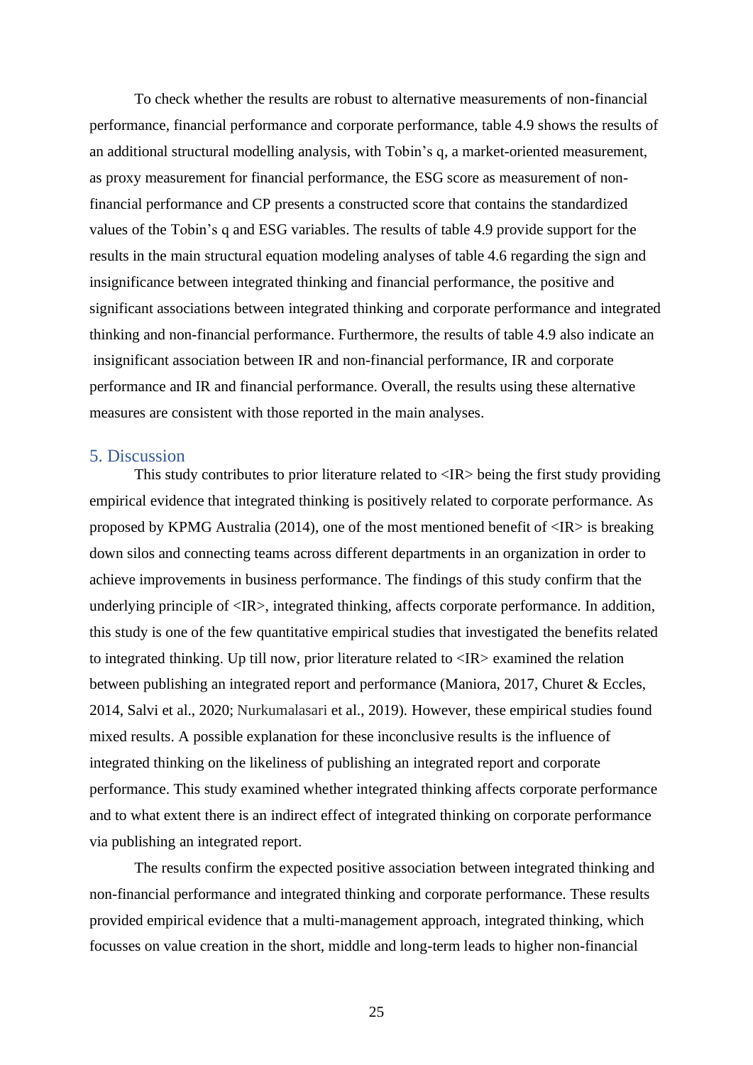To check whether the results are robust to alternative measurements of non-financial performance, financial performance and corporate performance, table 4.9 shows the results of an additional structural modelling analysis, with Tobin's q, a market-oriented measurement, as proxy measurement for financial performance, the ESG score as measurement of non-financial performance and CP presents a constructed score that contains the standardized values of the Tobin's q and ESG variables. The results of table 4.9 provide support for the results in the main structural equation modeling analyses of table 4.6 regarding the sign and insignificance between integrated thinking and financial performance, the positive and significant associations between integrated thinking and corporate performance and integrated thinking and non-financial performance. Furthermore, the results of table 4.9 also indicate an insignificant association between IR and non-financial performance, IR and corporate performance and IR and financial performance. Overall, the results using these alternative measures are consistent with those reported in the main analyses.

## 5. Discussion

This study contributes to prior literature related to <IR> being the first study providing empirical evidence that integrated thinking is positively related to corporate performance. As proposed by KPMG Australia (2014), one of the most mentioned benefit of <IR> is breaking down silos and connecting teams across different departments in an organization in order to achieve improvements in business performance. The findings of this study confirm that the underlying principle of <IR>, integrated thinking, affects corporate performance. In addition, this study is one of the few quantitative empirical studies that investigated the benefits related to integrated thinking. Up till now, prior literature related to <IR> examined the relation between publishing an integrated report and performance (Maniora, 2017, Churet & Eccles, 2014, Salvi et al., 2020; Nurkumalasari et al., 2019). However, these empirical studies found mixed results. A possible explanation for these inconclusive results is the influence of integrated thinking on the likeliness of publishing an integrated report and corporate performance. This study examined whether integrated thinking affects corporate performance and to what extent there is an indirect effect of integrated thinking on corporate performance via publishing an integrated report.

The results confirm the expected positive association between integrated thinking and non-financial performance and integrated thinking and corporate performance. These results provided empirical evidence that a multi-management approach, integrated thinking, which focusses on value creation in the short, middle and long-term leads to higher non-financial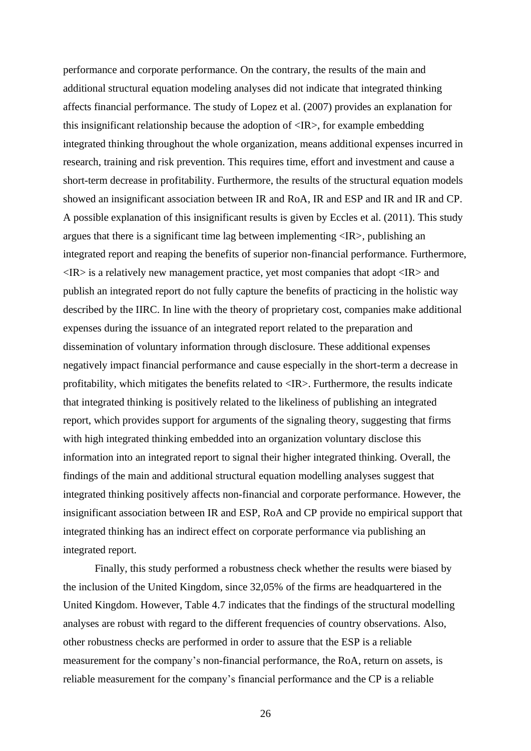performance and corporate performance. On the contrary, the results of the main and additional structural equation modeling analyses did not indicate that integrated thinking affects financial performance. The study of Lopez et al. (2007) provides an explanation for this insignificant relationship because the adoption of <IR>, for example embedding integrated thinking throughout the whole organization, means additional expenses incurred in research, training and risk prevention. This requires time, effort and investment and cause a short-term decrease in profitability. Furthermore, the results of the structural equation models showed an insignificant association between IR and RoA, IR and ESP and IR and IR and CP. A possible explanation of this insignificant results is given by Eccles et al. (2011). This study argues that there is a significant time lag between implementing <IR>, publishing an integrated report and reaping the benefits of superior non-financial performance. Furthermore, <IR> is a relatively new management practice, yet most companies that adopt <IR> and publish an integrated report do not fully capture the benefits of practicing in the holistic way described by the IIRC. In line with the theory of proprietary cost, companies make additional expenses during the issuance of an integrated report related to the preparation and dissemination of voluntary information through disclosure. These additional expenses negatively impact financial performance and cause especially in the short-term a decrease in profitability, which mitigates the benefits related to <IR>. Furthermore, the results indicate that integrated thinking is positively related to the likeliness of publishing an integrated report, which provides support for arguments of the signaling theory, suggesting that firms with high integrated thinking embedded into an organization voluntary disclose this information into an integrated report to signal their higher integrated thinking. Overall, the findings of the main and additional structural equation modelling analyses suggest that integrated thinking positively affects non-financial and corporate performance. However, the insignificant association between IR and ESP, RoA and CP provide no empirical support that integrated thinking has an indirect effect on corporate performance via publishing an integrated report.

Finally, this study performed a robustness check whether the results were biased by the inclusion of the United Kingdom, since 32,05% of the firms are headquartered in the United Kingdom. However, Table 4.7 indicates that the findings of the structural modelling analyses are robust with regard to the different frequencies of country observations. Also, other robustness checks are performed in order to assure that the ESP is a reliable measurement for the company's non-financial performance, the RoA, return on assets, is reliable measurement for the company's financial performance and the CP is a reliable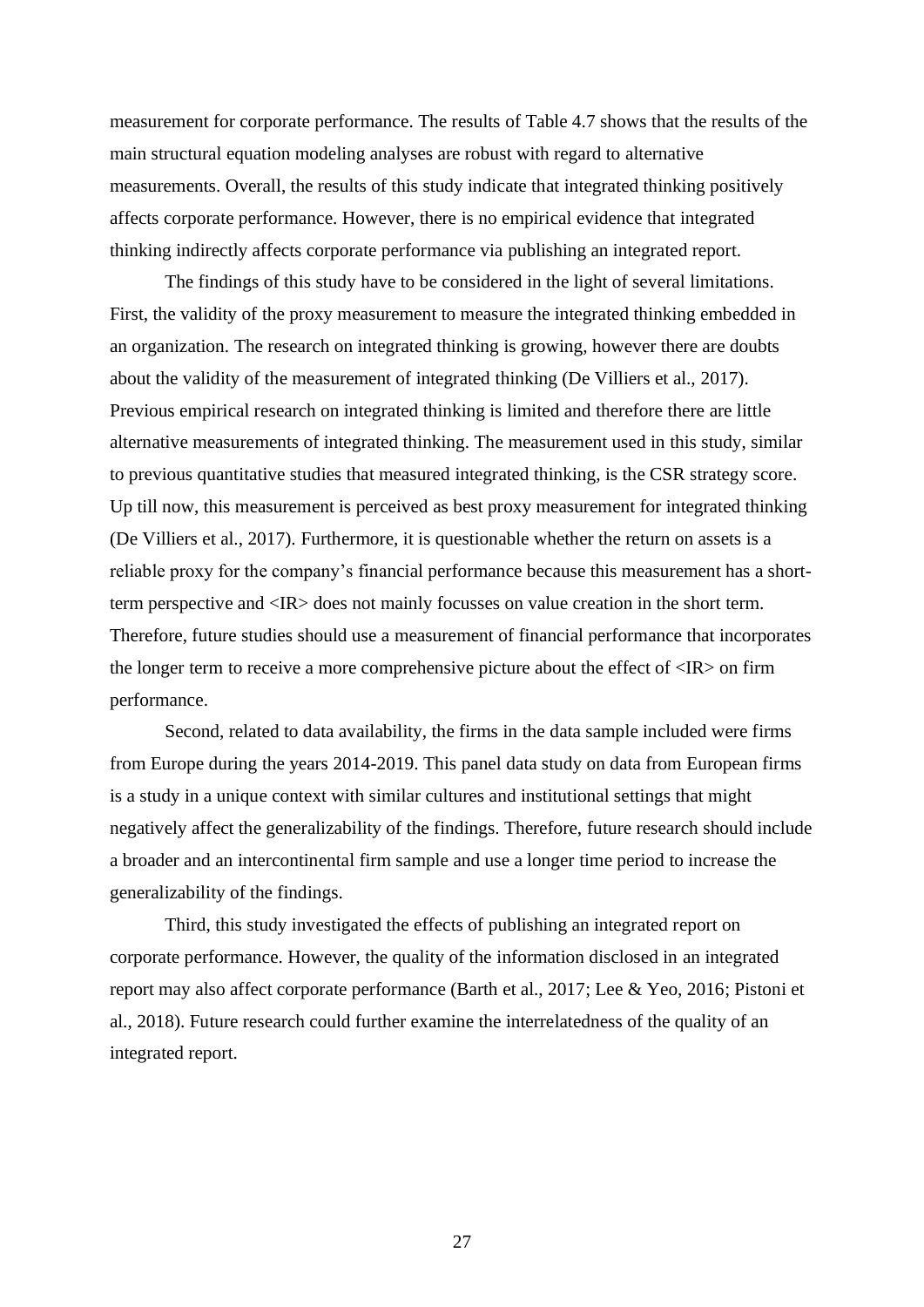measurement for corporate performance. The results of Table 4.7 shows that the results of the main structural equation modeling analyses are robust with regard to alternative measurements. Overall, the results of this study indicate that integrated thinking positively affects corporate performance. However, there is no empirical evidence that integrated thinking indirectly affects corporate performance via publishing an integrated report.

The findings of this study have to be considered in the light of several limitations. First, the validity of the proxy measurement to measure the integrated thinking embedded in an organization. The research on integrated thinking is growing, however there are doubts about the validity of the measurement of integrated thinking (De Villiers et al., 2017). Previous empirical research on integrated thinking is limited and therefore there are little alternative measurements of integrated thinking. The measurement used in this study, similar to previous quantitative studies that measured integrated thinking, is the CSR strategy score. Up till now, this measurement is perceived as best proxy measurement for integrated thinking (De Villiers et al., 2017). Furthermore, it is questionable whether the return on assets is a reliable proxy for the company's financial performance because this measurement has a short-term perspective and <IR> does not mainly focusses on value creation in the short term. Therefore, future studies should use a measurement of financial performance that incorporates the longer term to receive a more comprehensive picture about the effect of <IR> on firm performance.

Second, related to data availability, the firms in the data sample included were firms from Europe during the years 2014-2019. This panel data study on data from European firms is a study in a unique context with similar cultures and institutional settings that might negatively affect the generalizability of the findings. Therefore, future research should include a broader and an intercontinental firm sample and use a longer time period to increase the generalizability of the findings.

Third, this study investigated the effects of publishing an integrated report on corporate performance. However, the quality of the information disclosed in an integrated report may also affect corporate performance (Barth et al., 2017; Lee & Yeo, 2016; Pistoni et al., 2018). Future research could further examine the interrelatedness of the quality of an integrated report.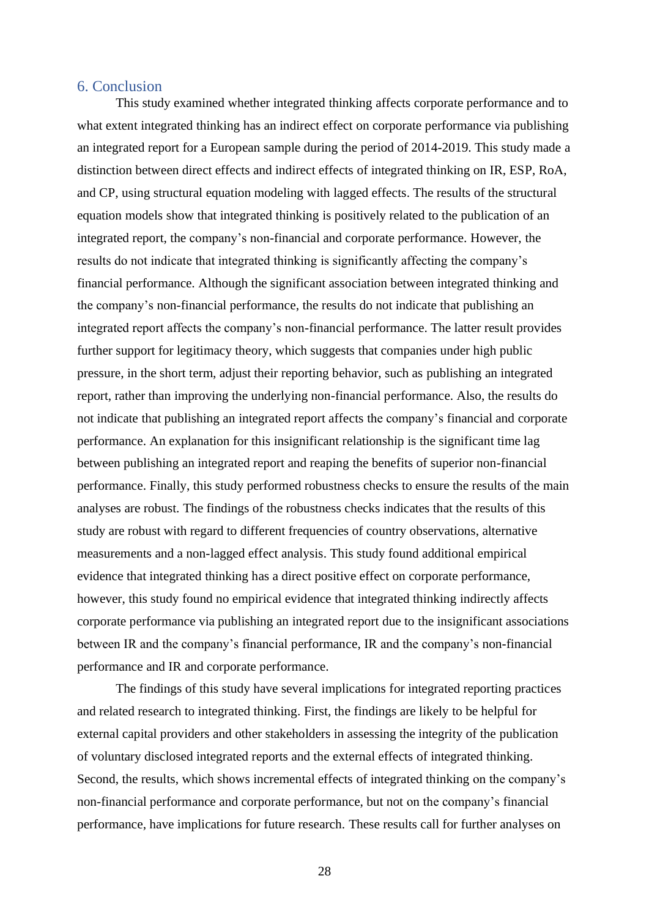## 6. Conclusion

This study examined whether integrated thinking affects corporate performance and to what extent integrated thinking has an indirect effect on corporate performance via publishing an integrated report for a European sample during the period of 2014-2019. This study made a distinction between direct effects and indirect effects of integrated thinking on IR, ESP, RoA, and CP, using structural equation modeling with lagged effects. The results of the structural equation models show that integrated thinking is positively related to the publication of an integrated report, the company's non-financial and corporate performance. However, the results do not indicate that integrated thinking is significantly affecting the company's financial performance. Although the significant association between integrated thinking and the company's non-financial performance, the results do not indicate that publishing an integrated report affects the company's non-financial performance. The latter result provides further support for legitimacy theory, which suggests that companies under high public pressure, in the short term, adjust their reporting behavior, such as publishing an integrated report, rather than improving the underlying non-financial performance. Also, the results do not indicate that publishing an integrated report affects the company's financial and corporate performance. An explanation for this insignificant relationship is the significant time lag between publishing an integrated report and reaping the benefits of superior non-financial performance. Finally, this study performed robustness checks to ensure the results of the main analyses are robust. The findings of the robustness checks indicates that the results of this study are robust with regard to different frequencies of country observations, alternative measurements and a non-lagged effect analysis. This study found additional empirical evidence that integrated thinking has a direct positive effect on corporate performance, however, this study found no empirical evidence that integrated thinking indirectly affects corporate performance via publishing an integrated report due to the insignificant associations between IR and the company's financial performance, IR and the company's non-financial performance and IR and corporate performance.

The findings of this study have several implications for integrated reporting practices and related research to integrated thinking. First, the findings are likely to be helpful for external capital providers and other stakeholders in assessing the integrity of the publication of voluntary disclosed integrated reports and the external effects of integrated thinking. Second, the results, which shows incremental effects of integrated thinking on the company's non-financial performance and corporate performance, but not on the company's financial performance, have implications for future research. These results call for further analyses on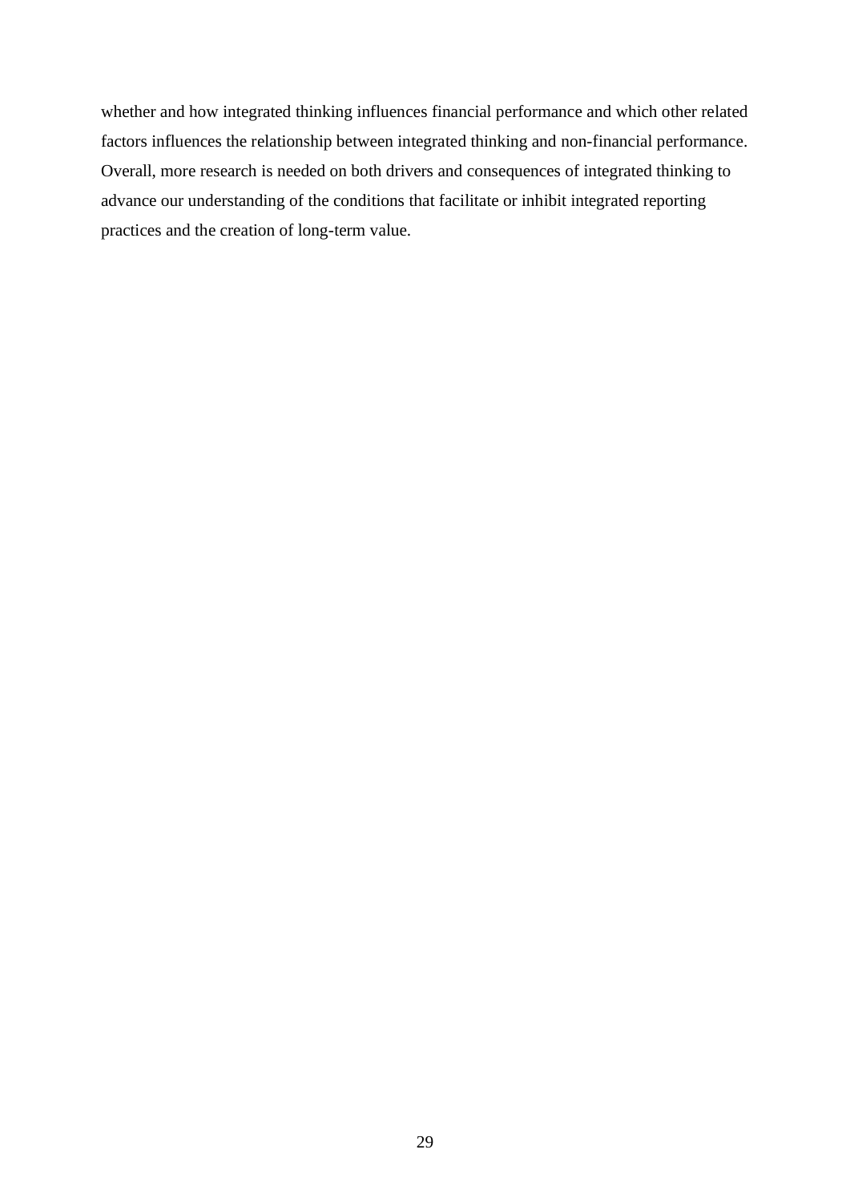whether and how integrated thinking influences financial performance and which other related factors influences the relationship between integrated thinking and non-financial performance. Overall, more research is needed on both drivers and consequences of integrated thinking to advance our understanding of the conditions that facilitate or inhibit integrated reporting practices and the creation of long-term value.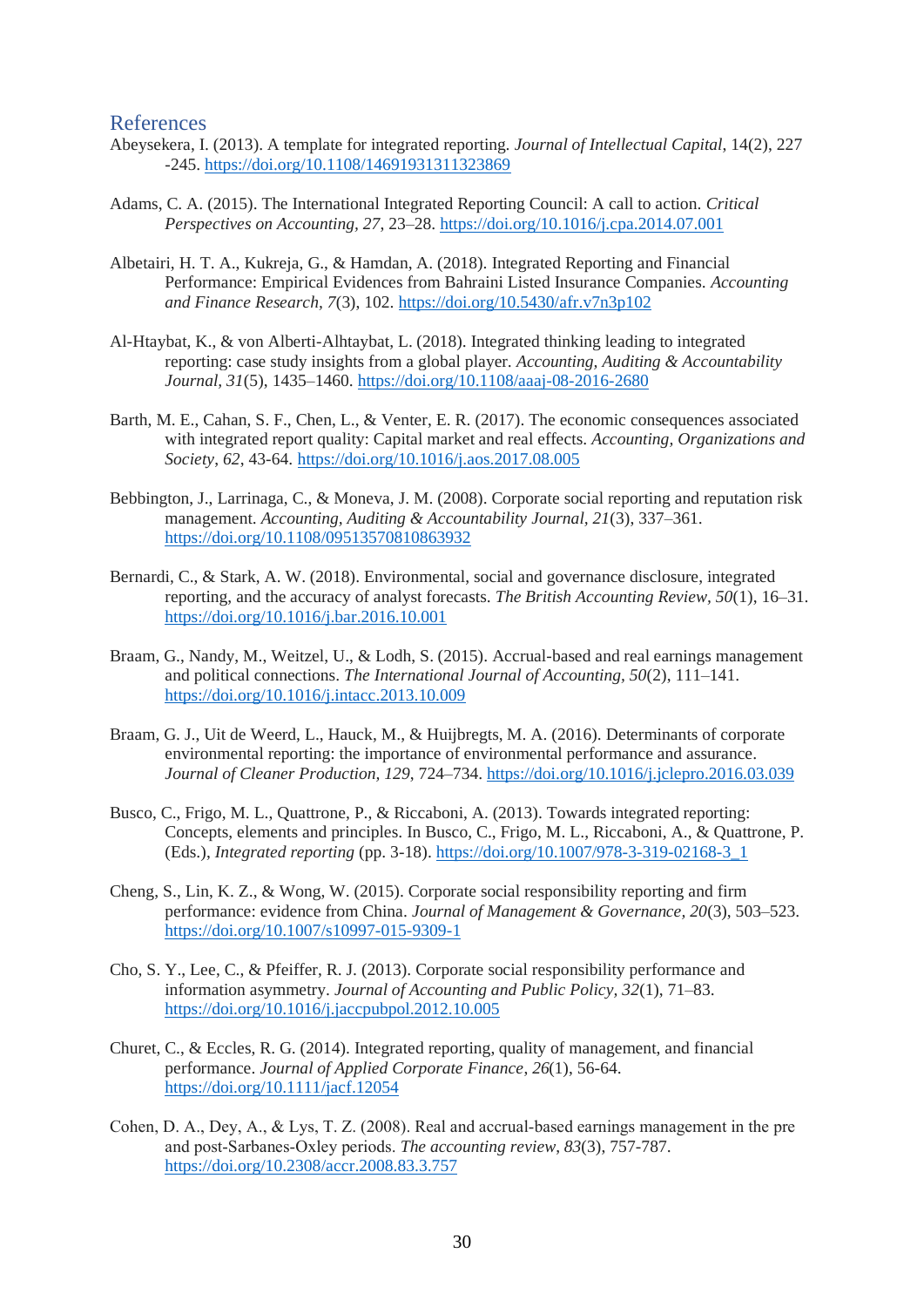## References

Abeysekera, I. (2013). A template for integrated reporting. *Journal of Intellectual Capital*, 14(2), 227 -245. https://doi.org/10.1108/14691931311323869

Adams, C. A. (2015). The International Integrated Reporting Council: A call to action. *Critical Perspectives on Accounting*, *27*, 23–28. https://doi.org/10.1016/j.cpa.2014.07.001

Albetairi, H. T. A., Kukreja, G., & Hamdan, A. (2018). Integrated Reporting and Financial Performance: Empirical Evidences from Bahraini Listed Insurance Companies. *Accounting and Finance Research*, *7*(3), 102. https://doi.org/10.5430/afr.v7n3p102

Al-Htaybat, K., & von Alberti-Alhtaybat, L. (2018). Integrated thinking leading to integrated reporting: case study insights from a global player. *Accounting, Auditing & Accountability Journal*, *31*(5), 1435–1460. https://doi.org/10.1108/aaaj-08-2016-2680

Barth, M. E., Cahan, S. F., Chen, L., & Venter, E. R. (2017). The economic consequences associated with integrated report quality: Capital market and real effects. *Accounting, Organizations and Society*, *62*, 43-64. https://doi.org/10.1016/j.aos.2017.08.005

Bebbington, J., Larrinaga, C., & Moneva, J. M. (2008). Corporate social reporting and reputation risk management. *Accounting, Auditing & Accountability Journal*, *21*(3), 337–361. https://doi.org/10.1108/09513570810863932

Bernardi, C., & Stark, A. W. (2018). Environmental, social and governance disclosure, integrated reporting, and the accuracy of analyst forecasts. *The British Accounting Review, 50*(1), 16–31. https://doi.org/10.1016/j.bar.2016.10.001

Braam, G., Nandy, M., Weitzel, U., & Lodh, S. (2015). Accrual-based and real earnings management and political connections. *The International Journal of Accounting*, *50*(2), 111–141. https://doi.org/10.1016/j.intacc.2013.10.009

Braam, G. J., Uit de Weerd, L., Hauck, M., & Huijbregts, M. A. (2016). Determinants of corporate environmental reporting: the importance of environmental performance and assurance. *Journal of Cleaner Production*, *129*, 724–734. https://doi.org/10.1016/j.jclepro.2016.03.039

Busco, C., Frigo, M. L., Quattrone, P., & Riccaboni, A. (2013). Towards integrated reporting: Concepts, elements and principles. In Busco, C., Frigo, M. L., Riccaboni, A., & Quattrone, P. (Eds.), *Integrated reporting* (pp. 3-18). https://doi.org/10.1007/978-3-319-02168-3_1

Cheng, S., Lin, K. Z., & Wong, W. (2015). Corporate social responsibility reporting and firm performance: evidence from China. *Journal of Management & Governance*, *20*(3), 503–523. https://doi.org/10.1007/s10997-015-9309-1

Cho, S. Y., Lee, C., & Pfeiffer, R. J. (2013). Corporate social responsibility performance and information asymmetry. *Journal of Accounting and Public Policy*, *32*(1), 71–83. https://doi.org/10.1016/j.jaccpubpol.2012.10.005

Churet, C., & Eccles, R. G. (2014). Integrated reporting, quality of management, and financial performance. *Journal of Applied Corporate Finance*, *26*(1), 56-64. https://doi.org/10.1111/jacf.12054

Cohen, D. A., Dey, A., & Lys, T. Z. (2008). Real and accrual-based earnings management in the pre and post-Sarbanes-Oxley periods. *The accounting review*, *83*(3), 757-787. https://doi.org/10.2308/accr.2008.83.3.757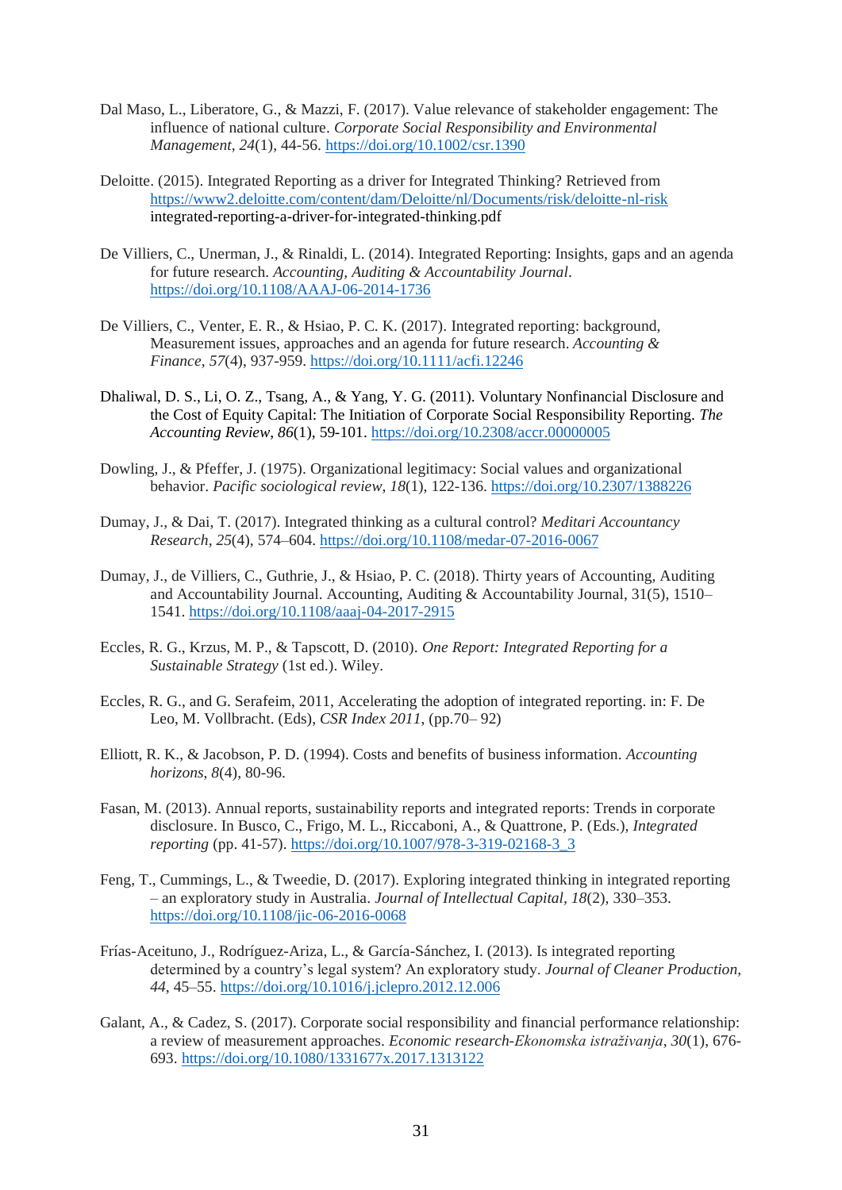Dal Maso, L., Liberatore, G., & Mazzi, F. (2017). Value relevance of stakeholder engagement: The influence of national culture. *Corporate Social Responsibility and Environmental Management*, *24*(1), 44-56. https://doi.org/10.1002/csr.1390

Deloitte. (2015). Integrated Reporting as a driver for Integrated Thinking? Retrieved from https://www2.deloitte.com/content/dam/Deloitte/nl/Documents/risk/deloitte-nl-risk integrated-reporting-a-driver-for-integrated-thinking.pdf

De Villiers, C., Unerman, J., & Rinaldi, L. (2014). Integrated Reporting: Insights, gaps and an agenda for future research. *Accounting, Auditing & Accountability Journal*. https://doi.org/10.1108/AAAJ-06-2014-1736

De Villiers, C., Venter, E. R., & Hsiao, P. C. K. (2017). Integrated reporting: background, Measurement issues, approaches and an agenda for future research. *Accounting & Finance*, *57*(4), 937-959. https://doi.org/10.1111/acfi.12246

Dhaliwal, D. S., Li, O. Z., Tsang, A., & Yang, Y. G. (2011). Voluntary Nonfinancial Disclosure and the Cost of Equity Capital: The Initiation of Corporate Social Responsibility Reporting. *The Accounting Review*, *86*(1), 59-101. https://doi.org/10.2308/accr.00000005

Dowling, J., & Pfeffer, J. (1975). Organizational legitimacy: Social values and organizational behavior. *Pacific sociological review*, *18*(1), 122-136. https://doi.org/10.2307/1388226

Dumay, J., & Dai, T. (2017). Integrated thinking as a cultural control? *Meditari Accountancy Research*, *25*(4), 574–604. https://doi.org/10.1108/medar-07-2016-0067

Dumay, J., de Villiers, C., Guthrie, J., & Hsiao, P. C. (2018). Thirty years of Accounting, Auditing and Accountability Journal. Accounting, Auditing & Accountability Journal, 31(5), 1510–1541. https://doi.org/10.1108/aaaj-04-2017-2915

Eccles, R. G., Krzus, M. P., & Tapscott, D. (2010). *One Report: Integrated Reporting for a Sustainable Strategy* (1st ed.). Wiley.

Eccles, R. G., and G. Serafeim, 2011, Accelerating the adoption of integrated reporting. in: F. De Leo, M. Vollbracht. (Eds), *CSR Index 2011*, (pp.70– 92)

Elliott, R. K., & Jacobson, P. D. (1994). Costs and benefits of business information. *Accounting horizons*, *8*(4), 80-96.

Fasan, M. (2013). Annual reports, sustainability reports and integrated reports: Trends in corporate disclosure. In Busco, C., Frigo, M. L., Riccaboni, A., & Quattrone, P. (Eds.), *Integrated reporting* (pp. 41-57). https://doi.org/10.1007/978-3-319-02168-3_3

Feng, T., Cummings, L., & Tweedie, D. (2017). Exploring integrated thinking in integrated reporting – an exploratory study in Australia. *Journal of Intellectual Capital*, *18*(2), 330–353. https://doi.org/10.1108/jic-06-2016-0068

Frías-Aceituno, J., Rodríguez-Ariza, L., & García-Sánchez, I. (2013). Is integrated reporting determined by a country's legal system? An exploratory study. *Journal of Cleaner Production*, *44*, 45–55. https://doi.org/10.1016/j.jclepro.2012.12.006

Galant, A., & Cadez, S. (2017). Corporate social responsibility and financial performance relationship: a review of measurement approaches. *Economic research-Ekonomska istraživanja*, *30*(1), 676-693. https://doi.org/10.1080/1331677x.2017.1313122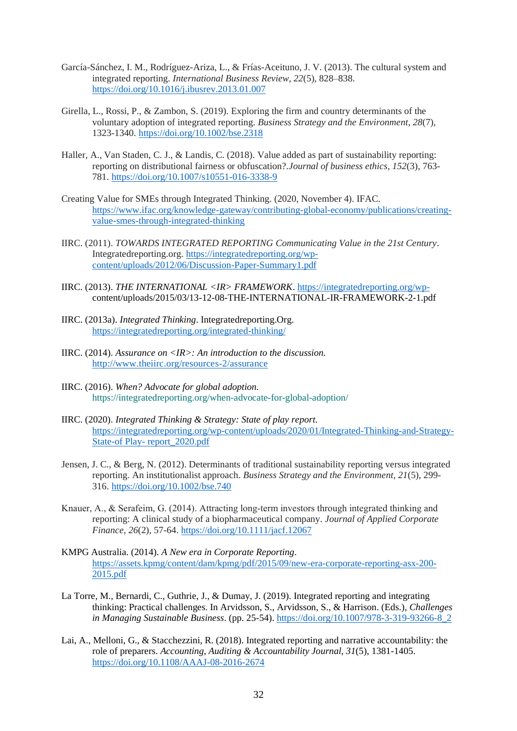García-Sánchez, I. M., Rodríguez-Ariza, L., & Frías-Aceituno, J. V. (2013). The cultural system and integrated reporting. *International Business Review*, *22*(5), 828–838. https://doi.org/10.1016/j.ibusrev.2013.01.007

Girella, L., Rossi, P., & Zambon, S. (2019). Exploring the firm and country determinants of the voluntary adoption of integrated reporting. *Business Strategy and the Environment*, *28*(7), 1323-1340. https://doi.org/10.1002/bse.2318

Haller, A., Van Staden, C. J., & Landis, C. (2018). Value added as part of sustainability reporting: reporting on distributional fairness or obfuscation?.*Journal of business ethics*, *152*(3), 763-781. https://doi.org/10.1007/s10551-016-3338-9

Creating Value for SMEs through Integrated Thinking. (2020, November 4). IFAC. https://www.ifac.org/knowledge-gateway/contributing-global-economy/publications/creating-value-smes-through-integrated-thinking

IIRC. (2011). *TOWARDS INTEGRATED REPORTING Communicating Value in the 21st Century*. Integratedreporting.org. https://integratedreporting.org/wp-content/uploads/2012/06/Discussion-Paper-Summary1.pdf

IIRC. (2013). *THE INTERNATIONAL <IR> FRAMEWORK*. https://integratedreporting.org/wp-content/uploads/2015/03/13-12-08-THE-INTERNATIONAL-IR-FRAMEWORK-2-1.pdf

IIRC. (2013a). *Integrated Thinking*. Integratedreporting.Org. https://integratedreporting.org/integrated-thinking/

IIRC. (2014). *Assurance on <IR>: An introduction to the discussion.* http://www.theiirc.org/resources-2/assurance

IIRC. (2016). *When? Advocate for global adoption.* https://integratedreporting.org/when-advocate-for-global-adoption/

IIRC. (2020). *Integrated Thinking & Strategy: State of play report.* https://integratedreporting.org/wp-content/uploads/2020/01/Integrated-Thinking-and-Strategy-State-of Play- report_2020.pdf

Jensen, J. C., & Berg, N. (2012). Determinants of traditional sustainability reporting versus integrated reporting. An institutionalist approach. *Business Strategy and the Environment*, *21*(5), 299-316. https://doi.org/10.1002/bse.740

Knauer, A., & Serafeim, G. (2014). Attracting long-term investors through integrated thinking and reporting: A clinical study of a biopharmaceutical company. *Journal of Applied Corporate Finance*, *26*(2), 57-64. https://doi.org/10.1111/jacf.12067

KMPG Australia. (2014). *A New era in Corporate Reporting*. https://assets.kpmg/content/dam/kpmg/pdf/2015/09/new-era-corporate-reporting-asx-200-2015.pdf

La Torre, M., Bernardi, C., Guthrie, J., & Dumay, J. (2019). Integrated reporting and integrating thinking: Practical challenges. In Arvidsson, S., Arvidsson, S., & Harrison. (Eds.), *Challenges in Managing Sustainable Business*. (pp. 25-54). https://doi.org/10.1007/978-3-319-93266-8_2

Lai, A., Melloni, G., & Stacchezzini, R. (2018). Integrated reporting and narrative accountability: the role of preparers. *Accounting, Auditing & Accountability Journal*, *31*(5), 1381-1405. https://doi.org/10.1108/AAAJ-08-2016-2674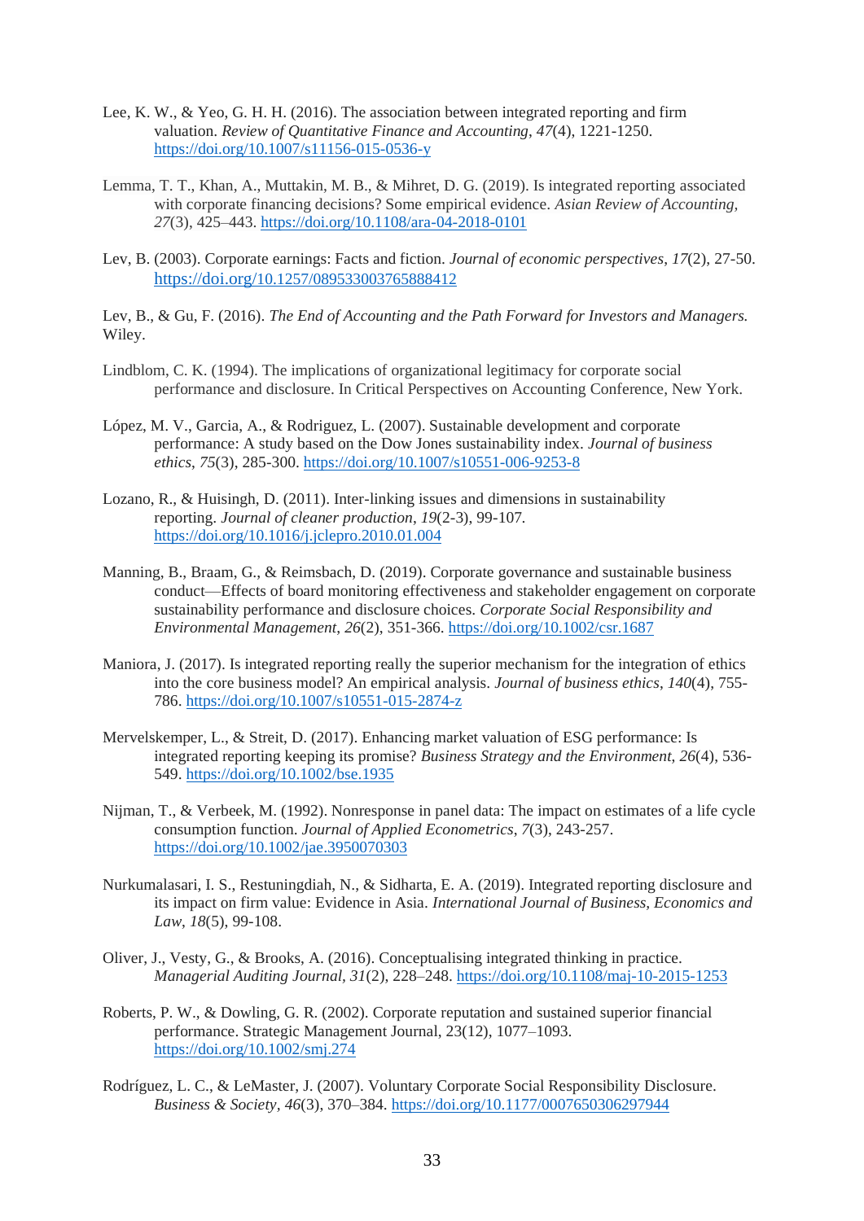Lee, K. W., & Yeo, G. H. H. (2016). The association between integrated reporting and firm valuation. *Review of Quantitative Finance and Accounting*, *47*(4), 1221-1250. https://doi.org/10.1007/s11156-015-0536-y

Lemma, T. T., Khan, A., Muttakin, M. B., & Mihret, D. G. (2019). Is integrated reporting associated with corporate financing decisions? Some empirical evidence. *Asian Review of Accounting, 27*(3), 425–443. https://doi.org/10.1108/ara-04-2018-0101

Lev, B. (2003). Corporate earnings: Facts and fiction. *Journal of economic perspectives*, *17*(2), 27-50. https://doi.org/10.1257/089533003765888412

Lev, B., & Gu, F. (2016). *The End of Accounting and the Path Forward for Investors and Managers.* Wiley.

Lindblom, C. K. (1994). The implications of organizational legitimacy for corporate social performance and disclosure. In Critical Perspectives on Accounting Conference, New York.

López, M. V., Garcia, A., & Rodriguez, L. (2007). Sustainable development and corporate performance: A study based on the Dow Jones sustainability index. *Journal of business ethics*, *75*(3), 285-300. https://doi.org/10.1007/s10551-006-9253-8

Lozano, R., & Huisingh, D. (2011). Inter-linking issues and dimensions in sustainability reporting. *Journal of cleaner production*, *19*(2-3), 99-107. https://doi.org/10.1016/j.jclepro.2010.01.004

Manning, B., Braam, G., & Reimsbach, D. (2019). Corporate governance and sustainable business conduct—Effects of board monitoring effectiveness and stakeholder engagement on corporate sustainability performance and disclosure choices. *Corporate Social Responsibility and Environmental Management*, *26*(2), 351-366. https://doi.org/10.1002/csr.1687

Maniora, J. (2017). Is integrated reporting really the superior mechanism for the integration of ethics into the core business model? An empirical analysis. *Journal of business ethics*, *140*(4), 755-786. https://doi.org/10.1007/s10551-015-2874-z

Mervelskemper, L., & Streit, D. (2017). Enhancing market valuation of ESG performance: Is integrated reporting keeping its promise? *Business Strategy and the Environment*, *26*(4), 536-549. https://doi.org/10.1002/bse.1935

Nijman, T., & Verbeek, M. (1992). Nonresponse in panel data: The impact on estimates of a life cycle consumption function. *Journal of Applied Econometrics*, *7*(3), 243-257. https://doi.org/10.1002/jae.3950070303

Nurkumalasari, I. S., Restuningdiah, N., & Sidharta, E. A. (2019). Integrated reporting disclosure and its impact on firm value: Evidence in Asia. *International Journal of Business, Economics and Law*, *18*(5), 99-108.

Oliver, J., Vesty, G., & Brooks, A. (2016). Conceptualising integrated thinking in practice. *Managerial Auditing Journal, 31*(2), 228–248. https://doi.org/10.1108/maj-10-2015-1253

Roberts, P. W., & Dowling, G. R. (2002). Corporate reputation and sustained superior financial performance. Strategic Management Journal, 23(12), 1077–1093. https://doi.org/10.1002/smj.274

Rodríguez, L. C., & LeMaster, J. (2007). Voluntary Corporate Social Responsibility Disclosure. *Business & Society, 46*(3), 370–384. https://doi.org/10.1177/0007650306297944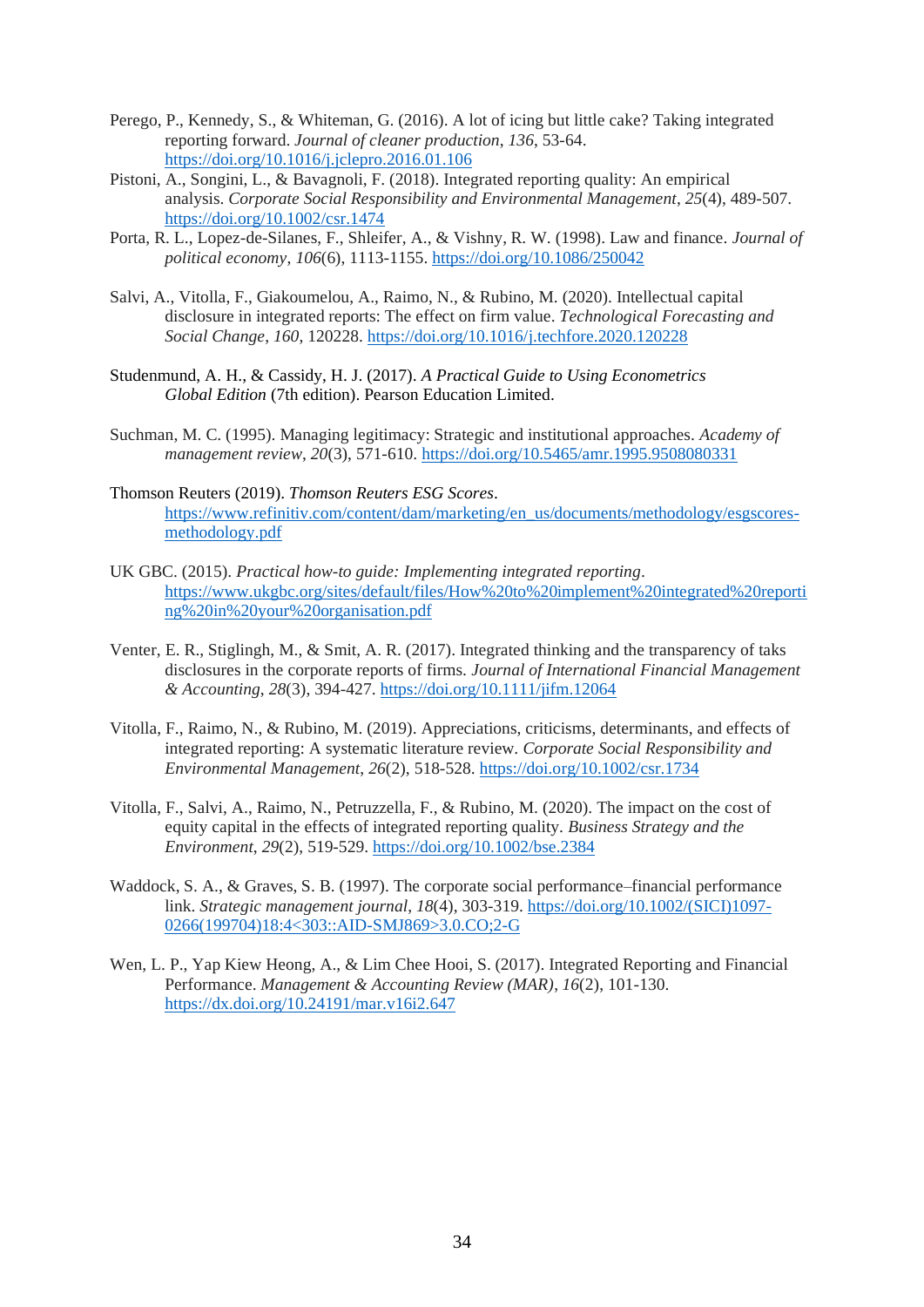Perego, P., Kennedy, S., & Whiteman, G. (2016). A lot of icing but little cake? Taking integrated reporting forward. *Journal of cleaner production*, *136*, 53-64. https://doi.org/10.1016/j.jclepro.2016.01.106

Pistoni, A., Songini, L., & Bavagnoli, F. (2018). Integrated reporting quality: An empirical analysis. *Corporate Social Responsibility and Environmental Management*, *25*(4), 489-507. https://doi.org/10.1002/csr.1474

Porta, R. L., Lopez-de-Silanes, F., Shleifer, A., & Vishny, R. W. (1998). Law and finance. *Journal of political economy*, *106*(6), 1113-1155. https://doi.org/10.1086/250042

Salvi, A., Vitolla, F., Giakoumelou, A., Raimo, N., & Rubino, M. (2020). Intellectual capital disclosure in integrated reports: The effect on firm value. *Technological Forecasting and Social Change*, *160*, 120228. https://doi.org/10.1016/j.techfore.2020.120228

Studenmund, A. H., & Cassidy, H. J. (2017). *A Practical Guide to Using Econometrics Global Edition* (7th edition). Pearson Education Limited.

Suchman, M. C. (1995). Managing legitimacy: Strategic and institutional approaches. *Academy of management review*, *20*(3), 571-610. https://doi.org/10.5465/amr.1995.9508080331

Thomson Reuters (2019). *Thomson Reuters ESG Scores*. https://www.refinitiv.com/content/dam/marketing/en_us/documents/methodology/esgscores-methodology.pdf

UK GBC. (2015). *Practical how-to guide: Implementing integrated reporting*. https://www.ukgbc.org/sites/default/files/How%20to%20implement%20integrated%20reporting%20in%20your%20organisation.pdf

Venter, E. R., Stiglingh, M., & Smit, A. R. (2017). Integrated thinking and the transparency of taks disclosures in the corporate reports of firms. *Journal of International Financial Management & Accounting*, *28*(3), 394-427. https://doi.org/10.1111/jifm.12064

Vitolla, F., Raimo, N., & Rubino, M. (2019). Appreciations, criticisms, determinants, and effects of integrated reporting: A systematic literature review. *Corporate Social Responsibility and Environmental Management*, *26*(2), 518-528. https://doi.org/10.1002/csr.1734

Vitolla, F., Salvi, A., Raimo, N., Petruzzella, F., & Rubino, M. (2020). The impact on the cost of equity capital in the effects of integrated reporting quality. *Business Strategy and the Environment*, *29*(2), 519-529. https://doi.org/10.1002/bse.2384

Waddock, S. A., & Graves, S. B. (1997). The corporate social performance–financial performance link. *Strategic management journal*, *18*(4), 303-319. https://doi.org/10.1002/(SICI)1097-0266(199704)18:4<303::AID-SMJ869>3.0.CO;2-G

Wen, L. P., Yap Kiew Heong, A., & Lim Chee Hooi, S. (2017). Integrated Reporting and Financial Performance. *Management & Accounting Review (MAR)*, *16*(2), 101-130. https://dx.doi.org/10.24191/mar.v16i2.647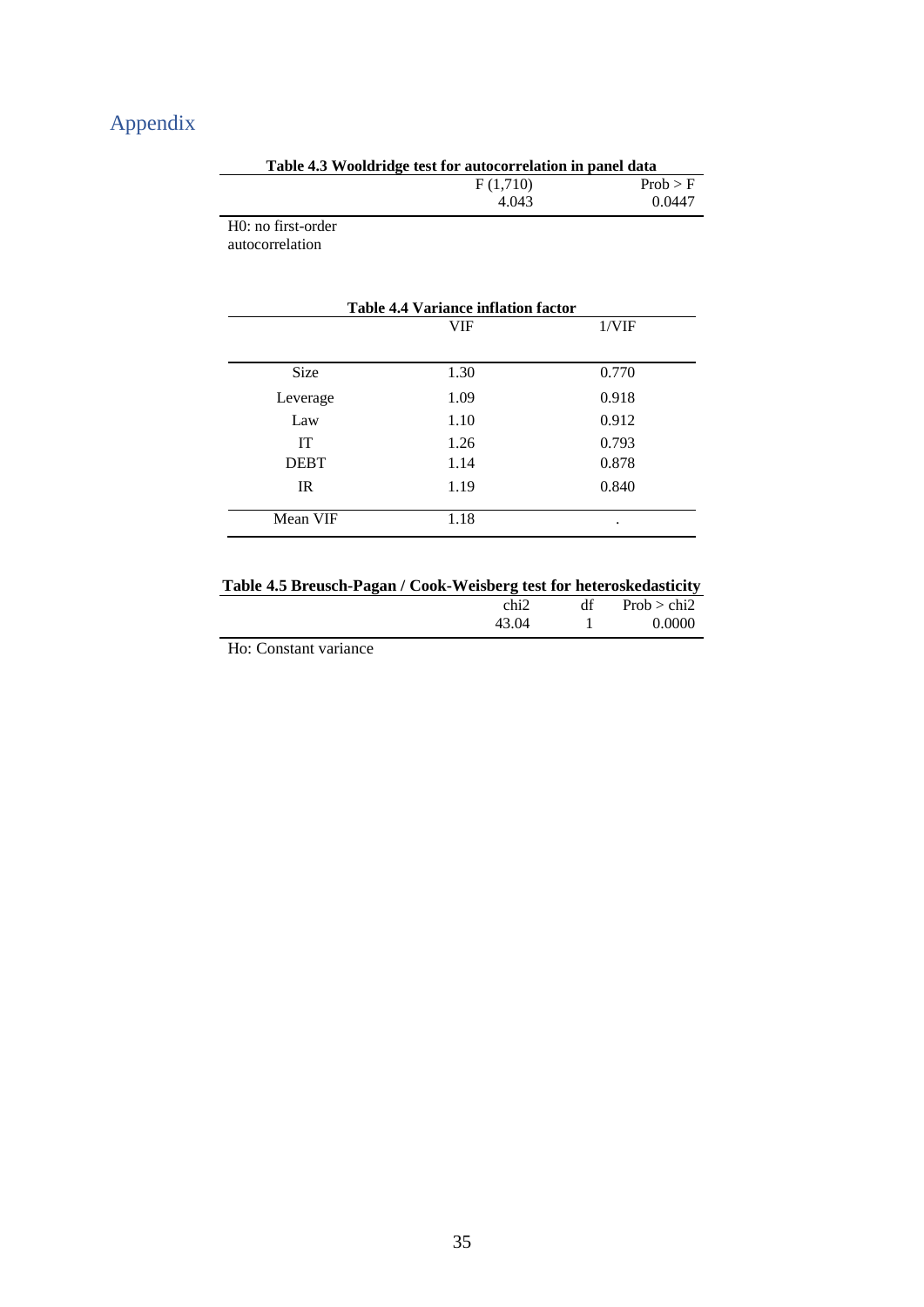# Appendix

**Table 4.3 Wooldridge test for autocorrelation in panel data**

| | F (1,710) | Prob > F |
|---|---|---|
| | 4.043 | 0.0447 |

H0: no first-order autocorrelation

**Table 4.4 Variance inflation factor**

| | VIF | 1/VIF |
|---|---|---|
| Size | 1.30 | 0.770 |
| Leverage | 1.09 | 0.918 |
| Law | 1.10 | 0.912 |
| IT | 1.26 | 0.793 |
| DEBT | 1.14 | 0.878 |
| IR | 1.19 | 0.840 |
| Mean VIF | 1.18 | . |

**Table 4.5 Breusch-Pagan / Cook-Weisberg test for heteroskedasticity**

| | chi2 | df | Prob > chi2 |
|---|---|---|---|
| | 43.04 | 1 | 0.0000 |

Ho: Constant variance